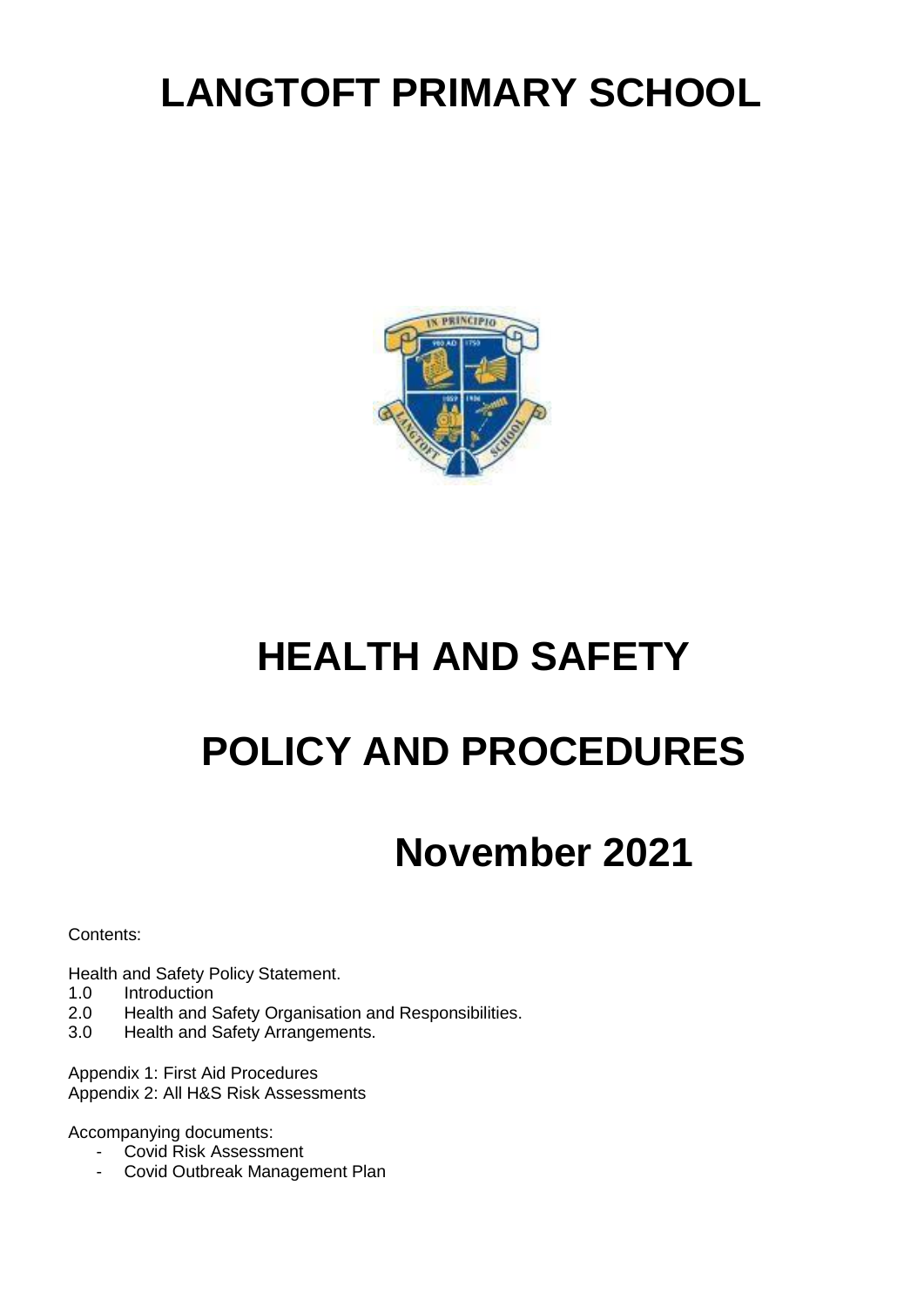# LANGTOFT PRIMARY SCHOOL

# HEALTH AND SAFETY

# POLICY AND PROCEDURES

## November 2021

Contents:

Health and Safety Policy Statement.

1.0 Introduction
2.0 Health and Safety Organisation and Responsibilities.
3.0 Health and Safety Arrangements.

Appendix 1: First Aid Procedures
Appendix 2: All H&S Risk Assessments

Accompanying documents:

- Covid Risk Assessment
- Covid Outbreak Management Plan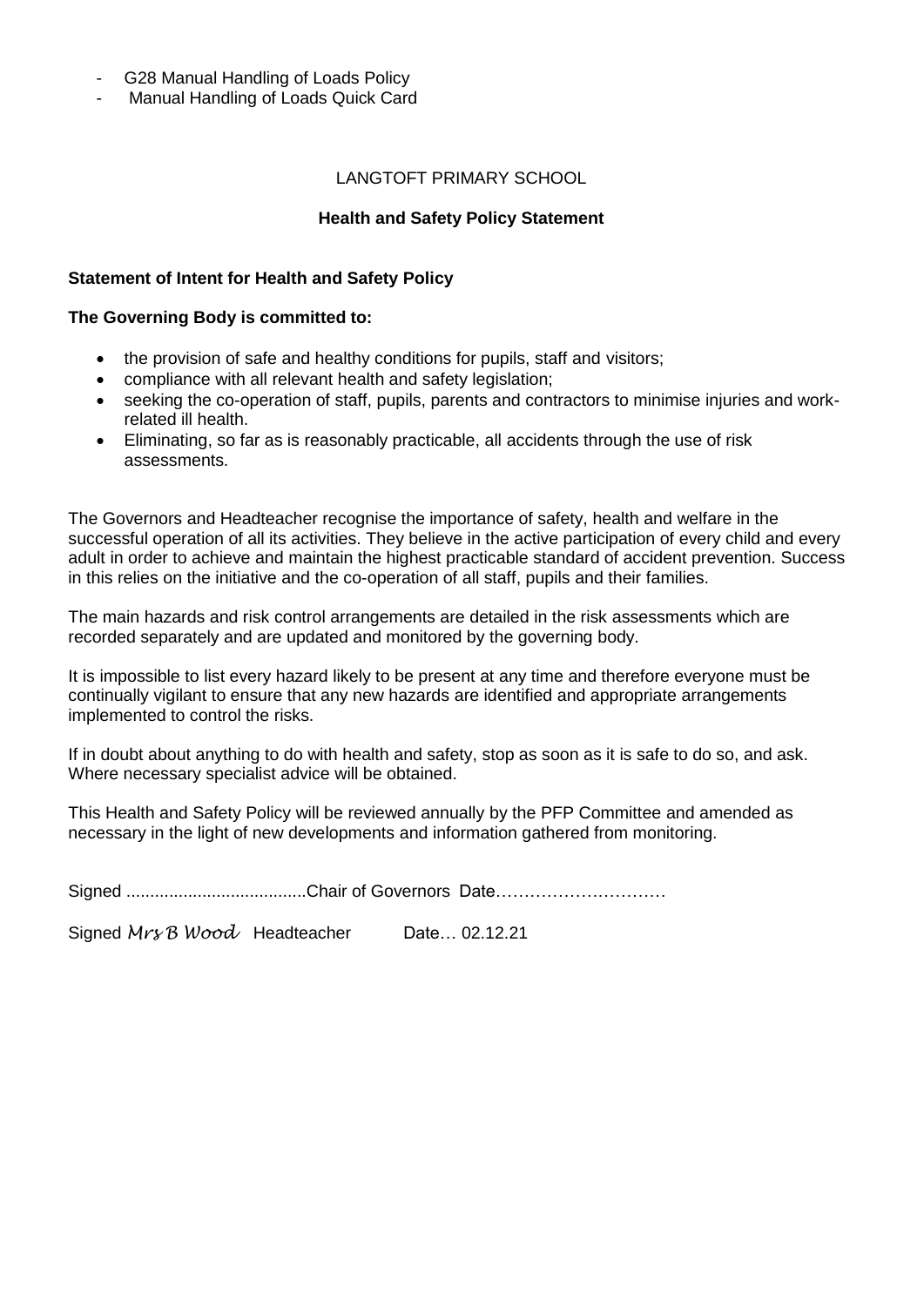- G28 Manual Handling of Loads Policy
- Manual Handling of Loads Quick Card

LANGTOFT PRIMARY SCHOOL

**Health and Safety Policy Statement**

**Statement of Intent for Health and Safety Policy**

**The Governing Body is committed to:**

- the provision of safe and healthy conditions for pupils, staff and visitors;
- compliance with all relevant health and safety legislation;
- seeking the co-operation of staff, pupils, parents and contractors to minimise injuries and work-related ill health.
- Eliminating, so far as is reasonably practicable, all accidents through the use of risk assessments.

The Governors and Headteacher recognise the importance of safety, health and welfare in the successful operation of all its activities. They believe in the active participation of every child and every adult in order to achieve and maintain the highest practicable standard of accident prevention. Success in this relies on the initiative and the co-operation of all staff, pupils and their families.

The main hazards and risk control arrangements are detailed in the risk assessments which are recorded separately and are updated and monitored by the governing body.

It is impossible to list every hazard likely to be present at any time and therefore everyone must be continually vigilant to ensure that any new hazards are identified and appropriate arrangements implemented to control the risks.

If in doubt about anything to do with health and safety, stop as soon as it is safe to do so, and ask. Where necessary specialist advice will be obtained.

This Health and Safety Policy will be reviewed annually by the PFP Committee and amended as necessary in the light of new developments and information gathered from monitoring.

Signed .......................................Chair of Governors Date…………………………

Signed *Mrs B Wood* Headteacher Date… 02.12.21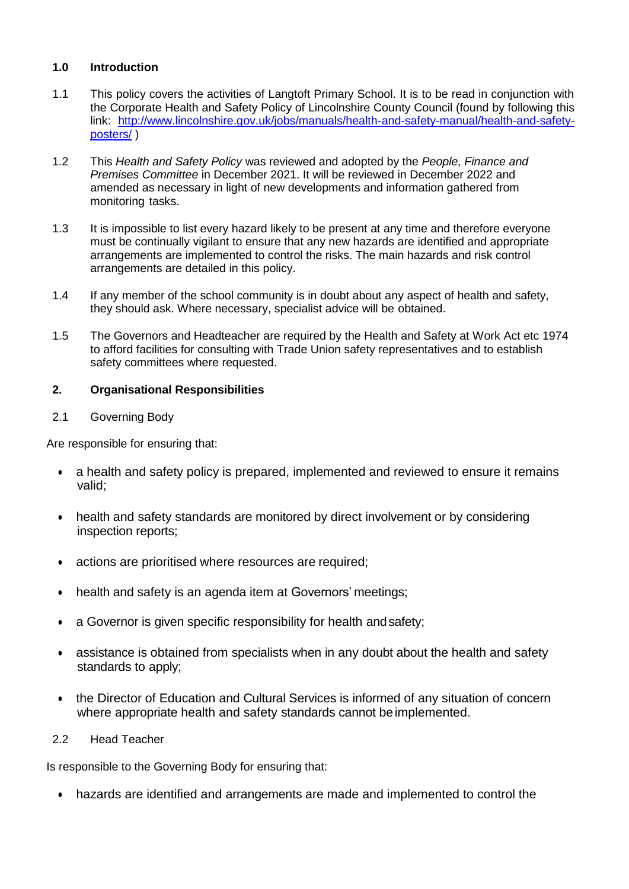## 1.0 Introduction

1.1 This policy covers the activities of Langtoft Primary School. It is to be read in conjunction with the Corporate Health and Safety Policy of Lincolnshire County Council (found by following this link: [http://www.lincolnshire.gov.uk/jobs/manuals/health-and-safety-manual/health-and-safety-posters/](http://www.lincolnshire.gov.uk/jobs/manuals/health-and-safety-manual/health-and-safety-posters/) )

1.2 This *Health and Safety Policy* was reviewed and adopted by the *People, Finance and Premises Committee* in December 2021. It will be reviewed in December 2022 and amended as necessary in light of new developments and information gathered from monitoring tasks.

1.3 It is impossible to list every hazard likely to be present at any time and therefore everyone must be continually vigilant to ensure that any new hazards are identified and appropriate arrangements are implemented to control the risks. The main hazards and risk control arrangements are detailed in this policy.

1.4 If any member of the school community is in doubt about any aspect of health and safety, they should ask. Where necessary, specialist advice will be obtained.

1.5 The Governors and Headteacher are required by the Health and Safety at Work Act etc 1974 to afford facilities for consulting with Trade Union safety representatives and to establish safety committees where requested.

## 2. Organisational Responsibilities

2.1 Governing Body

Are responsible for ensuring that:

- a health and safety policy is prepared, implemented and reviewed to ensure it remains valid;
- health and safety standards are monitored by direct involvement or by considering inspection reports;
- actions are prioritised where resources are required;
- health and safety is an agenda item at Governors' meetings;
- a Governor is given specific responsibility for health and safety;
- assistance is obtained from specialists when in any doubt about the health and safety standards to apply;
- the Director of Education and Cultural Services is informed of any situation of concern where appropriate health and safety standards cannot be implemented.

2.2 Head Teacher

Is responsible to the Governing Body for ensuring that:

- hazards are identified and arrangements are made and implemented to control the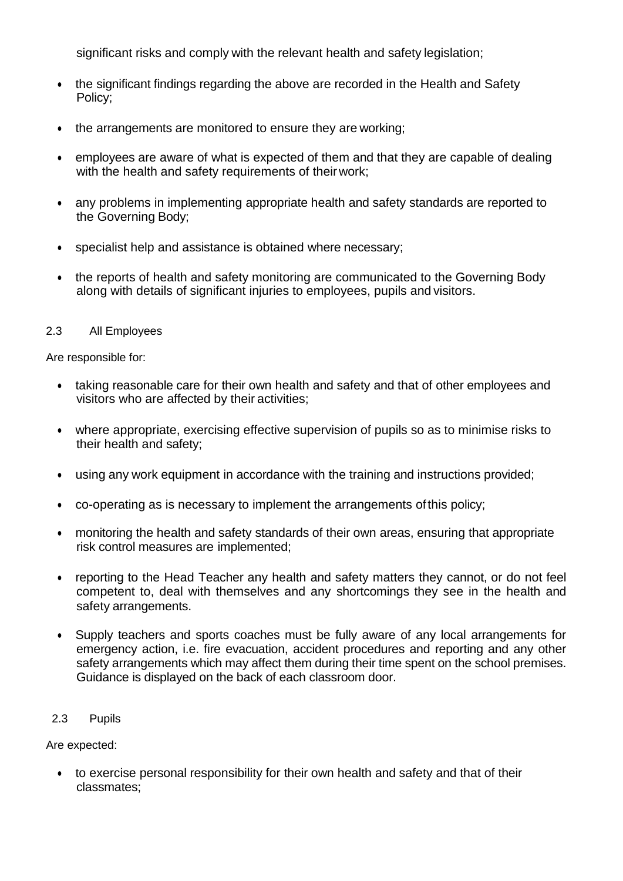significant risks and comply with the relevant health and safety legislation;

- the significant findings regarding the above are recorded in the Health and Safety Policy;
- the arrangements are monitored to ensure they are working;
- employees are aware of what is expected of them and that they are capable of dealing with the health and safety requirements of their work;
- any problems in implementing appropriate health and safety standards are reported to the Governing Body;
- specialist help and assistance is obtained where necessary;
- the reports of health and safety monitoring are communicated to the Governing Body along with details of significant injuries to employees, pupils and visitors.

### 2.3 All Employees

Are responsible for:

- taking reasonable care for their own health and safety and that of other employees and visitors who are affected by their activities;
- where appropriate, exercising effective supervision of pupils so as to minimise risks to their health and safety;
- using any work equipment in accordance with the training and instructions provided;
- co-operating as is necessary to implement the arrangements of this policy;
- monitoring the health and safety standards of their own areas, ensuring that appropriate risk control measures are implemented;
- reporting to the Head Teacher any health and safety matters they cannot, or do not feel competent to, deal with themselves and any shortcomings they see in the health and safety arrangements.
- Supply teachers and sports coaches must be fully aware of any local arrangements for emergency action, i.e. fire evacuation, accident procedures and reporting and any other safety arrangements which may affect them during their time spent on the school premises. Guidance is displayed on the back of each classroom door.

### 2.3 Pupils

Are expected:

- to exercise personal responsibility for their own health and safety and that of their classmates;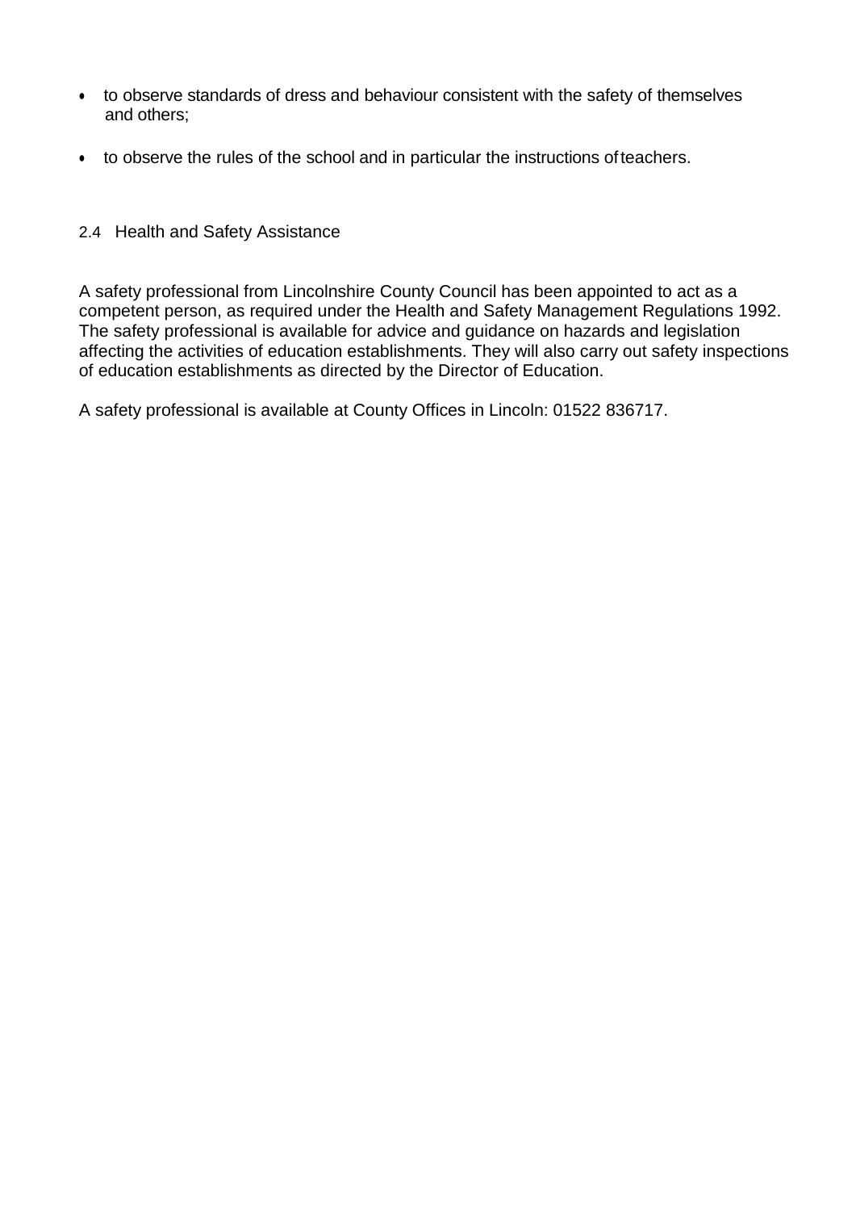- to observe standards of dress and behaviour consistent with the safety of themselves and others;
- to observe the rules of the school and in particular the instructions of teachers.

## 2.4 Health and Safety Assistance

A safety professional from Lincolnshire County Council has been appointed to act as a competent person, as required under the Health and Safety Management Regulations 1992. The safety professional is available for advice and guidance on hazards and legislation affecting the activities of education establishments. They will also carry out safety inspections of education establishments as directed by the Director of Education.

A safety professional is available at County Offices in Lincoln: 01522 836717.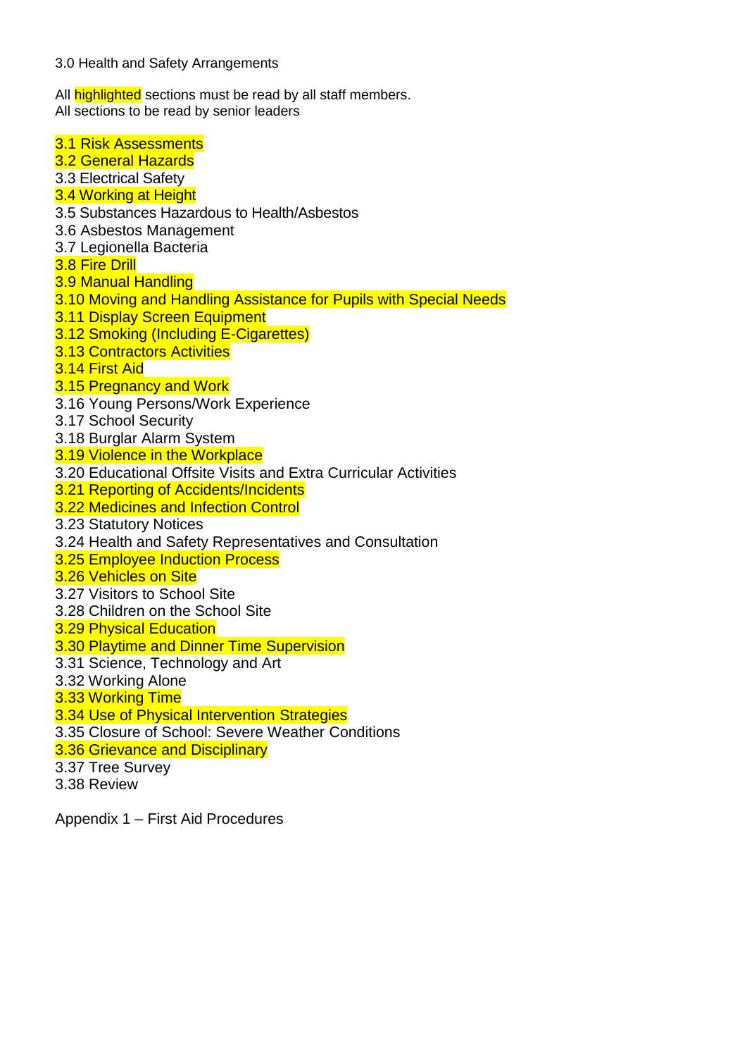3.0 Health and Safety Arrangements

All highlighted sections must be read by all staff members.
All sections to be read by senior leaders

3.1 Risk Assessments
3.2 General Hazards
3.3 Electrical Safety
3.4 Working at Height
3.5 Substances Hazardous to Health/Asbestos
3.6 Asbestos Management
3.7 Legionella Bacteria
3.8 Fire Drill
3.9 Manual Handling
3.10 Moving and Handling Assistance for Pupils with Special Needs
3.11 Display Screen Equipment
3.12 Smoking (Including E-Cigarettes)
3.13 Contractors Activities
3.14 First Aid
3.15 Pregnancy and Work
3.16 Young Persons/Work Experience
3.17 School Security
3.18 Burglar Alarm System
3.19 Violence in the Workplace
3.20 Educational Offsite Visits and Extra Curricular Activities
3.21 Reporting of Accidents/Incidents
3.22 Medicines and Infection Control
3.23 Statutory Notices
3.24 Health and Safety Representatives and Consultation
3.25 Employee Induction Process
3.26 Vehicles on Site
3.27 Visitors to School Site
3.28 Children on the School Site
3.29 Physical Education
3.30 Playtime and Dinner Time Supervision
3.31 Science, Technology and Art
3.32 Working Alone
3.33 Working Time
3.34 Use of Physical Intervention Strategies
3.35 Closure of School: Severe Weather Conditions
3.36 Grievance and Disciplinary
3.37 Tree Survey
3.38 Review

Appendix 1 – First Aid Procedures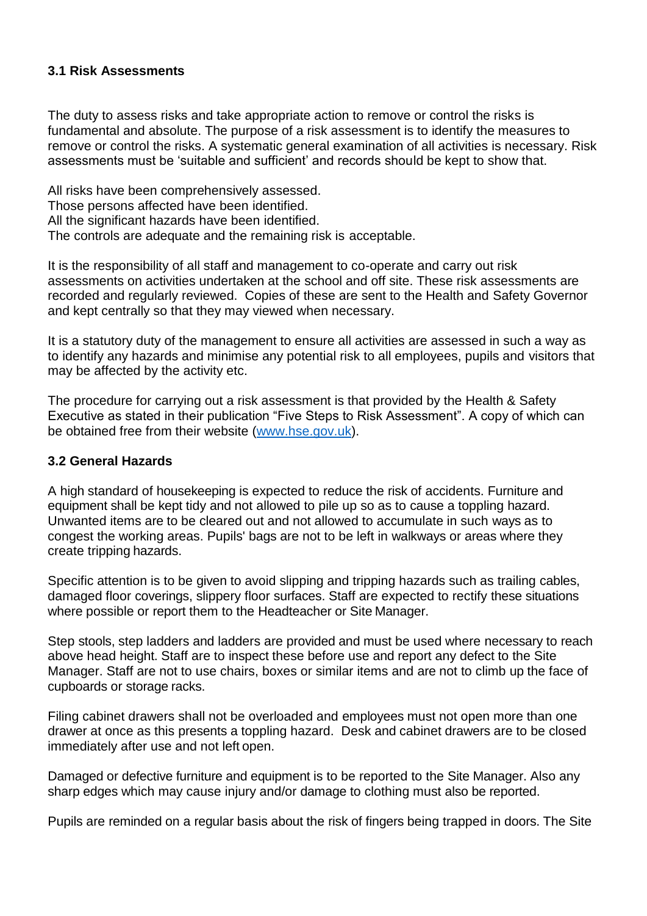### 3.1 Risk Assessments

The duty to assess risks and take appropriate action to remove or control the risks is fundamental and absolute. The purpose of a risk assessment is to identify the measures to remove or control the risks. A systematic general examination of all activities is necessary. Risk assessments must be 'suitable and sufficient' and records should be kept to show that.

All risks have been comprehensively assessed.
Those persons affected have been identified.
All the significant hazards have been identified.
The controls are adequate and the remaining risk is acceptable.

It is the responsibility of all staff and management to co-operate and carry out risk assessments on activities undertaken at the school and off site. These risk assessments are recorded and regularly reviewed. Copies of these are sent to the Health and Safety Governor and kept centrally so that they may viewed when necessary.

It is a statutory duty of the management to ensure all activities are assessed in such a way as to identify any hazards and minimise any potential risk to all employees, pupils and visitors that may be affected by the activity etc.

The procedure for carrying out a risk assessment is that provided by the Health & Safety Executive as stated in their publication "Five Steps to Risk Assessment". A copy of which can be obtained free from their website ([www.hse.gov.uk](www.hse.gov.uk)).

### 3.2 General Hazards

A high standard of housekeeping is expected to reduce the risk of accidents. Furniture and equipment shall be kept tidy and not allowed to pile up so as to cause a toppling hazard. Unwanted items are to be cleared out and not allowed to accumulate in such ways as to congest the working areas. Pupils' bags are not to be left in walkways or areas where they create tripping hazards.

Specific attention is to be given to avoid slipping and tripping hazards such as trailing cables, damaged floor coverings, slippery floor surfaces. Staff are expected to rectify these situations where possible or report them to the Headteacher or Site Manager.

Step stools, step ladders and ladders are provided and must be used where necessary to reach above head height. Staff are to inspect these before use and report any defect to the Site Manager. Staff are not to use chairs, boxes or similar items and are not to climb up the face of cupboards or storage racks.

Filing cabinet drawers shall not be overloaded and employees must not open more than one drawer at once as this presents a toppling hazard. Desk and cabinet drawers are to be closed immediately after use and not left open.

Damaged or defective furniture and equipment is to be reported to the Site Manager. Also any sharp edges which may cause injury and/or damage to clothing must also be reported.

Pupils are reminded on a regular basis about the risk of fingers being trapped in doors. The Site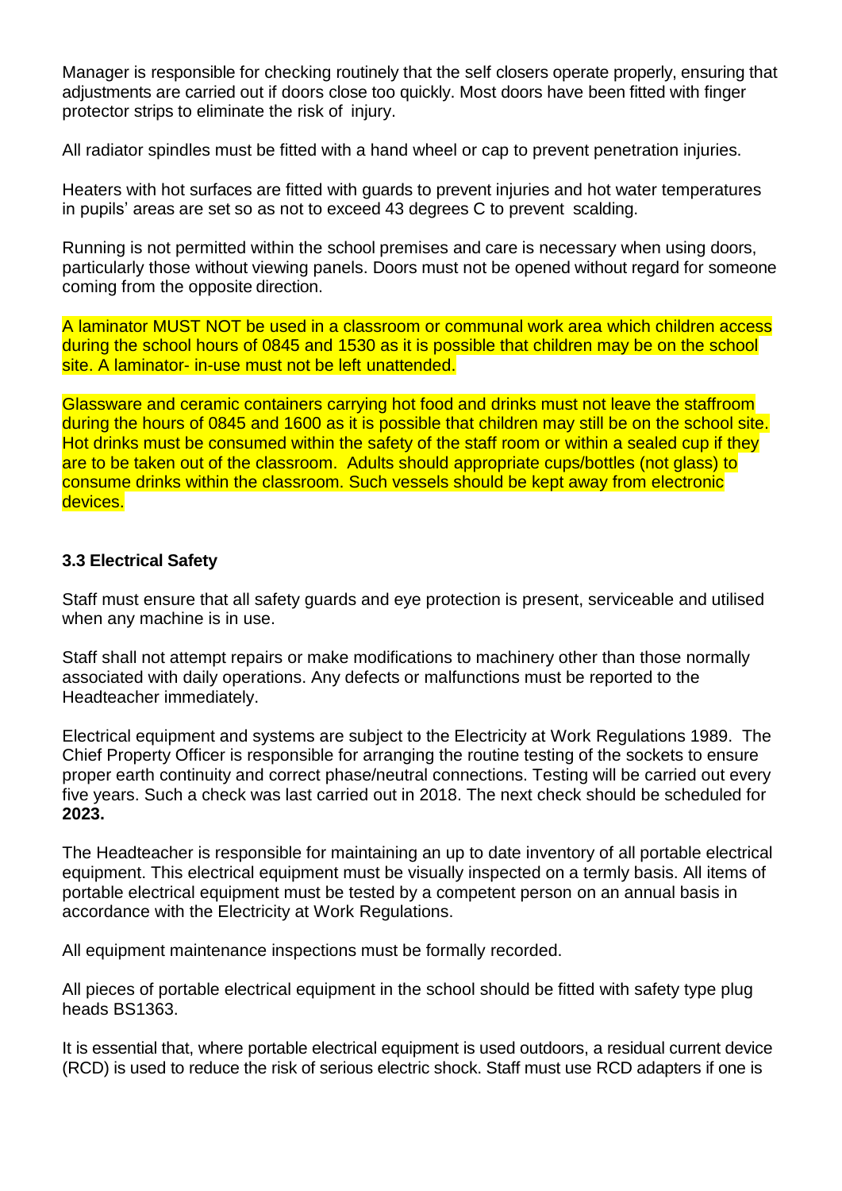Manager is responsible for checking routinely that the self closers operate properly, ensuring that adjustments are carried out if doors close too quickly. Most doors have been fitted with finger protector strips to eliminate the risk of injury.

All radiator spindles must be fitted with a hand wheel or cap to prevent penetration injuries.

Heaters with hot surfaces are fitted with guards to prevent injuries and hot water temperatures in pupils' areas are set so as not to exceed 43 degrees C to prevent scalding.

Running is not permitted within the school premises and care is necessary when using doors, particularly those without viewing panels. Doors must not be opened without regard for someone coming from the opposite direction.

A laminator MUST NOT be used in a classroom or communal work area which children access during the school hours of 0845 and 1530 as it is possible that children may be on the school site. A laminator- in-use must not be left unattended.

Glassware and ceramic containers carrying hot food and drinks must not leave the staffroom during the hours of 0845 and 1600 as it is possible that children may still be on the school site. Hot drinks must be consumed within the safety of the staff room or within a sealed cup if they are to be taken out of the classroom. Adults should appropriate cups/bottles (not glass) to consume drinks within the classroom. Such vessels should be kept away from electronic devices.

### 3.3 Electrical Safety

Staff must ensure that all safety guards and eye protection is present, serviceable and utilised when any machine is in use.

Staff shall not attempt repairs or make modifications to machinery other than those normally associated with daily operations. Any defects or malfunctions must be reported to the Headteacher immediately.

Electrical equipment and systems are subject to the Electricity at Work Regulations 1989. The Chief Property Officer is responsible for arranging the routine testing of the sockets to ensure proper earth continuity and correct phase/neutral connections. Testing will be carried out every five years. Such a check was last carried out in 2018. The next check should be scheduled for **2023.**

The Headteacher is responsible for maintaining an up to date inventory of all portable electrical equipment. This electrical equipment must be visually inspected on a termly basis. All items of portable electrical equipment must be tested by a competent person on an annual basis in accordance with the Electricity at Work Regulations.

All equipment maintenance inspections must be formally recorded.

All pieces of portable electrical equipment in the school should be fitted with safety type plug heads BS1363.

It is essential that, where portable electrical equipment is used outdoors, a residual current device (RCD) is used to reduce the risk of serious electric shock. Staff must use RCD adapters if one is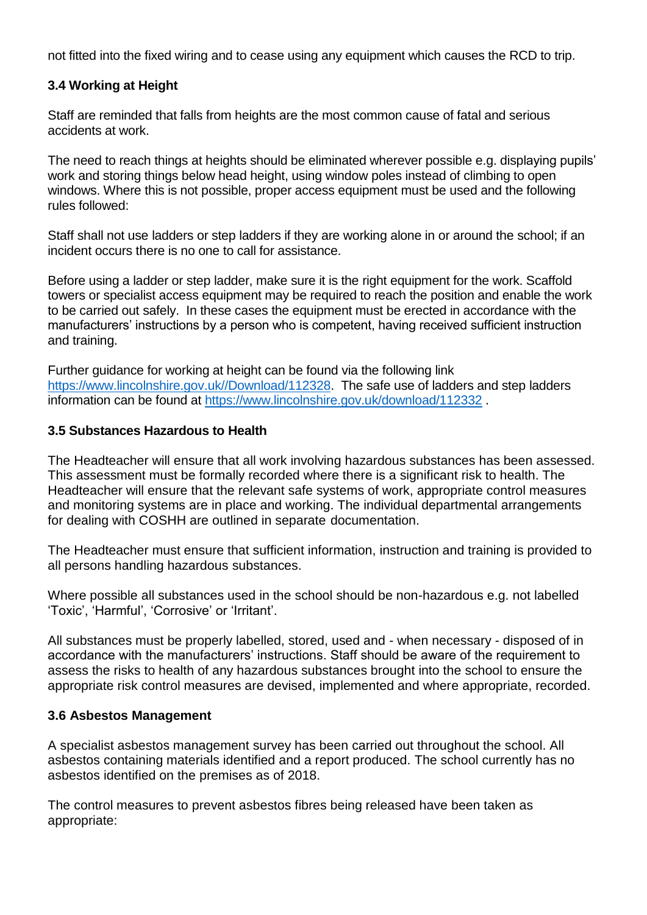not fitted into the fixed wiring and to cease using any equipment which causes the RCD to trip.

### 3.4 Working at Height

Staff are reminded that falls from heights are the most common cause of fatal and serious accidents at work.

The need to reach things at heights should be eliminated wherever possible e.g. displaying pupils' work and storing things below head height, using window poles instead of climbing to open windows. Where this is not possible, proper access equipment must be used and the following rules followed:

Staff shall not use ladders or step ladders if they are working alone in or around the school; if an incident occurs there is no one to call for assistance.

Before using a ladder or step ladder, make sure it is the right equipment for the work. Scaffold towers or specialist access equipment may be required to reach the position and enable the work to be carried out safely. In these cases the equipment must be erected in accordance with the manufacturers' instructions by a person who is competent, having received sufficient instruction and training.

Further guidance for working at height can be found via the following link https://www.lincolnshire.gov.uk//Download/112328. The safe use of ladders and step ladders information can be found at https://www.lincolnshire.gov.uk/download/112332 .

### 3.5 Substances Hazardous to Health

The Headteacher will ensure that all work involving hazardous substances has been assessed. This assessment must be formally recorded where there is a significant risk to health. The Headteacher will ensure that the relevant safe systems of work, appropriate control measures and monitoring systems are in place and working. The individual departmental arrangements for dealing with COSHH are outlined in separate documentation.

The Headteacher must ensure that sufficient information, instruction and training is provided to all persons handling hazardous substances.

Where possible all substances used in the school should be non-hazardous e.g. not labelled 'Toxic', 'Harmful', 'Corrosive' or 'Irritant'.

All substances must be properly labelled, stored, used and - when necessary - disposed of in accordance with the manufacturers' instructions. Staff should be aware of the requirement to assess the risks to health of any hazardous substances brought into the school to ensure the appropriate risk control measures are devised, implemented and where appropriate, recorded.

### 3.6 Asbestos Management

A specialist asbestos management survey has been carried out throughout the school. All asbestos containing materials identified and a report produced. The school currently has no asbestos identified on the premises as of 2018.

The control measures to prevent asbestos fibres being released have been taken as appropriate: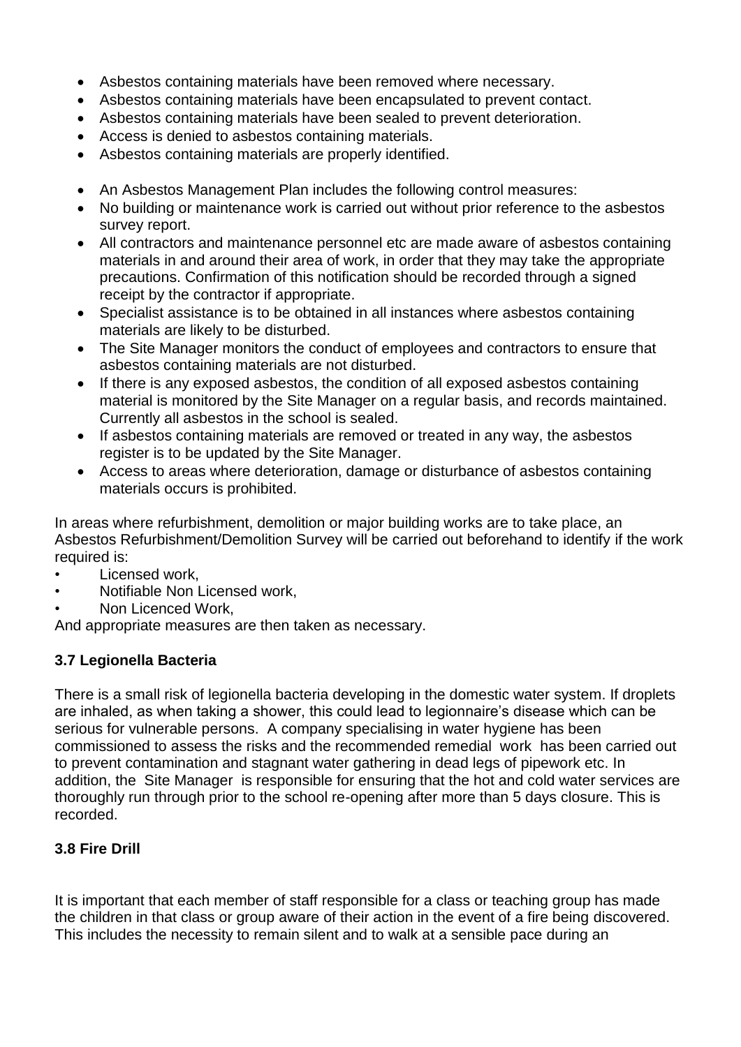- Asbestos containing materials have been removed where necessary.
- Asbestos containing materials have been encapsulated to prevent contact.
- Asbestos containing materials have been sealed to prevent deterioration.
- Access is denied to asbestos containing materials.
- Asbestos containing materials are properly identified.

- An Asbestos Management Plan includes the following control measures:
- No building or maintenance work is carried out without prior reference to the asbestos survey report.
- All contractors and maintenance personnel etc are made aware of asbestos containing materials in and around their area of work, in order that they may take the appropriate precautions. Confirmation of this notification should be recorded through a signed receipt by the contractor if appropriate.
- Specialist assistance is to be obtained in all instances where asbestos containing materials are likely to be disturbed.
- The Site Manager monitors the conduct of employees and contractors to ensure that asbestos containing materials are not disturbed.
- If there is any exposed asbestos, the condition of all exposed asbestos containing material is monitored by the Site Manager on a regular basis, and records maintained. Currently all asbestos in the school is sealed.
- If asbestos containing materials are removed or treated in any way, the asbestos register is to be updated by the Site Manager.
- Access to areas where deterioration, damage or disturbance of asbestos containing materials occurs is prohibited.

In areas where refurbishment, demolition or major building works are to take place, an Asbestos Refurbishment/Demolition Survey will be carried out beforehand to identify if the work required is:

- Licensed work,
- Notifiable Non Licensed work,
- Non Licenced Work,

And appropriate measures are then taken as necessary.

### 3.7 Legionella Bacteria

There is a small risk of legionella bacteria developing in the domestic water system. If droplets are inhaled, as when taking a shower, this could lead to legionnaire's disease which can be serious for vulnerable persons. A company specialising in water hygiene has been commissioned to assess the risks and the recommended remedial work has been carried out to prevent contamination and stagnant water gathering in dead legs of pipework etc. In addition, the Site Manager is responsible for ensuring that the hot and cold water services are thoroughly run through prior to the school re-opening after more than 5 days closure. This is recorded.

### 3.8 Fire Drill

It is important that each member of staff responsible for a class or teaching group has made the children in that class or group aware of their action in the event of a fire being discovered. This includes the necessity to remain silent and to walk at a sensible pace during an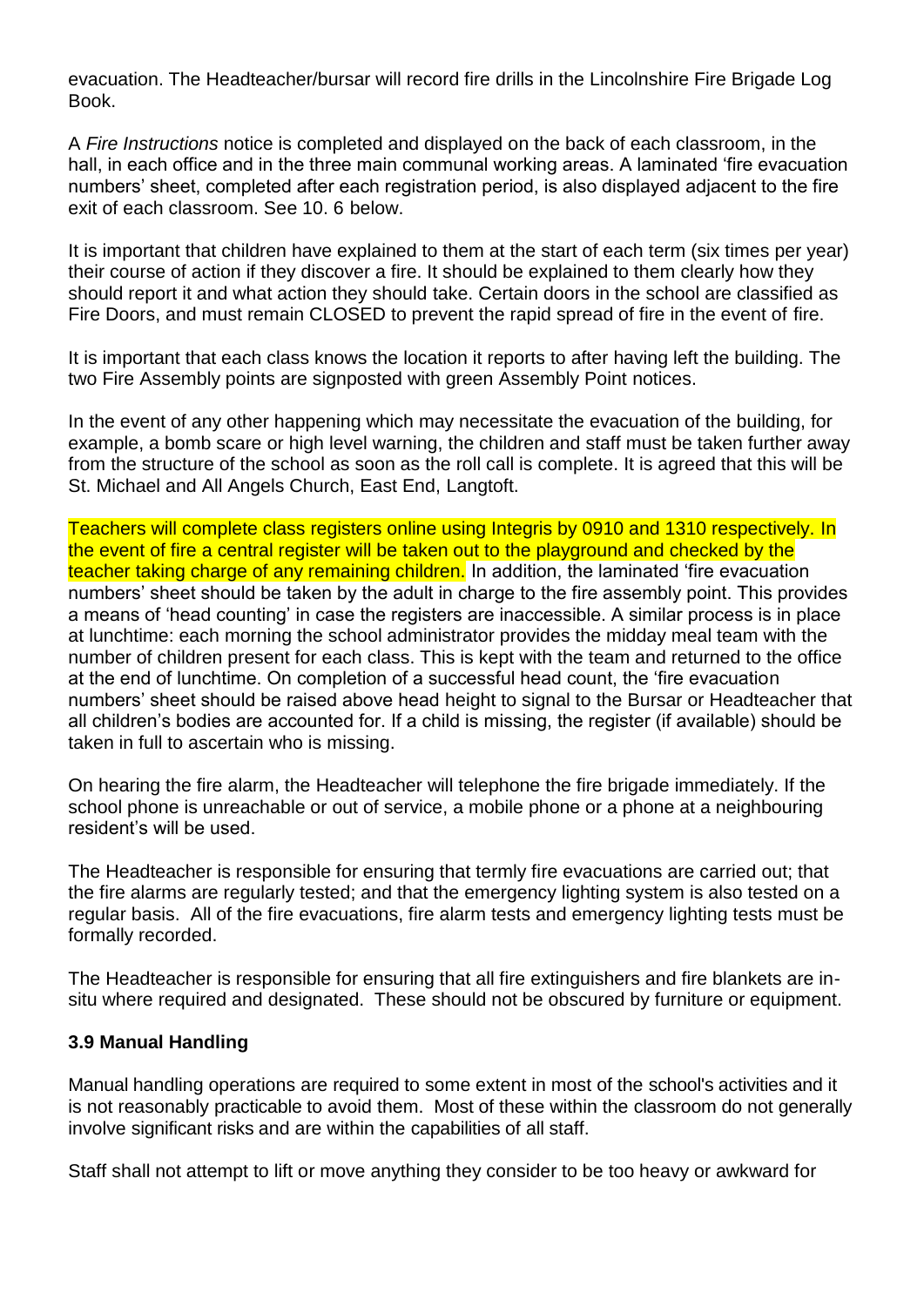evacuation. The Headteacher/bursar will record fire drills in the Lincolnshire Fire Brigade Log Book.

A *Fire Instructions* notice is completed and displayed on the back of each classroom, in the hall, in each office and in the three main communal working areas. A laminated 'fire evacuation numbers' sheet, completed after each registration period, is also displayed adjacent to the fire exit of each classroom. See 10. 6 below.

It is important that children have explained to them at the start of each term (six times per year) their course of action if they discover a fire. It should be explained to them clearly how they should report it and what action they should take. Certain doors in the school are classified as Fire Doors, and must remain CLOSED to prevent the rapid spread of fire in the event of fire.

It is important that each class knows the location it reports to after having left the building. The two Fire Assembly points are signposted with green Assembly Point notices.

In the event of any other happening which may necessitate the evacuation of the building, for example, a bomb scare or high level warning, the children and staff must be taken further away from the structure of the school as soon as the roll call is complete. It is agreed that this will be St. Michael and All Angels Church, East End, Langtoft.

Teachers will complete class registers online using Integris by 0910 and 1310 respectively. In the event of fire a central register will be taken out to the playground and checked by the teacher taking charge of any remaining children. In addition, the laminated 'fire evacuation numbers' sheet should be taken by the adult in charge to the fire assembly point. This provides a means of 'head counting' in case the registers are inaccessible. A similar process is in place at lunchtime: each morning the school administrator provides the midday meal team with the number of children present for each class. This is kept with the team and returned to the office at the end of lunchtime. On completion of a successful head count, the 'fire evacuation numbers' sheet should be raised above head height to signal to the Bursar or Headteacher that all children's bodies are accounted for. If a child is missing, the register (if available) should be taken in full to ascertain who is missing.

On hearing the fire alarm, the Headteacher will telephone the fire brigade immediately. If the school phone is unreachable or out of service, a mobile phone or a phone at a neighbouring resident's will be used.

The Headteacher is responsible for ensuring that termly fire evacuations are carried out; that the fire alarms are regularly tested; and that the emergency lighting system is also tested on a regular basis. All of the fire evacuations, fire alarm tests and emergency lighting tests must be formally recorded.

The Headteacher is responsible for ensuring that all fire extinguishers and fire blankets are in-situ where required and designated. These should not be obscured by furniture or equipment.

### 3.9 Manual Handling

Manual handling operations are required to some extent in most of the school's activities and it is not reasonably practicable to avoid them. Most of these within the classroom do not generally involve significant risks and are within the capabilities of all staff.

Staff shall not attempt to lift or move anything they consider to be too heavy or awkward for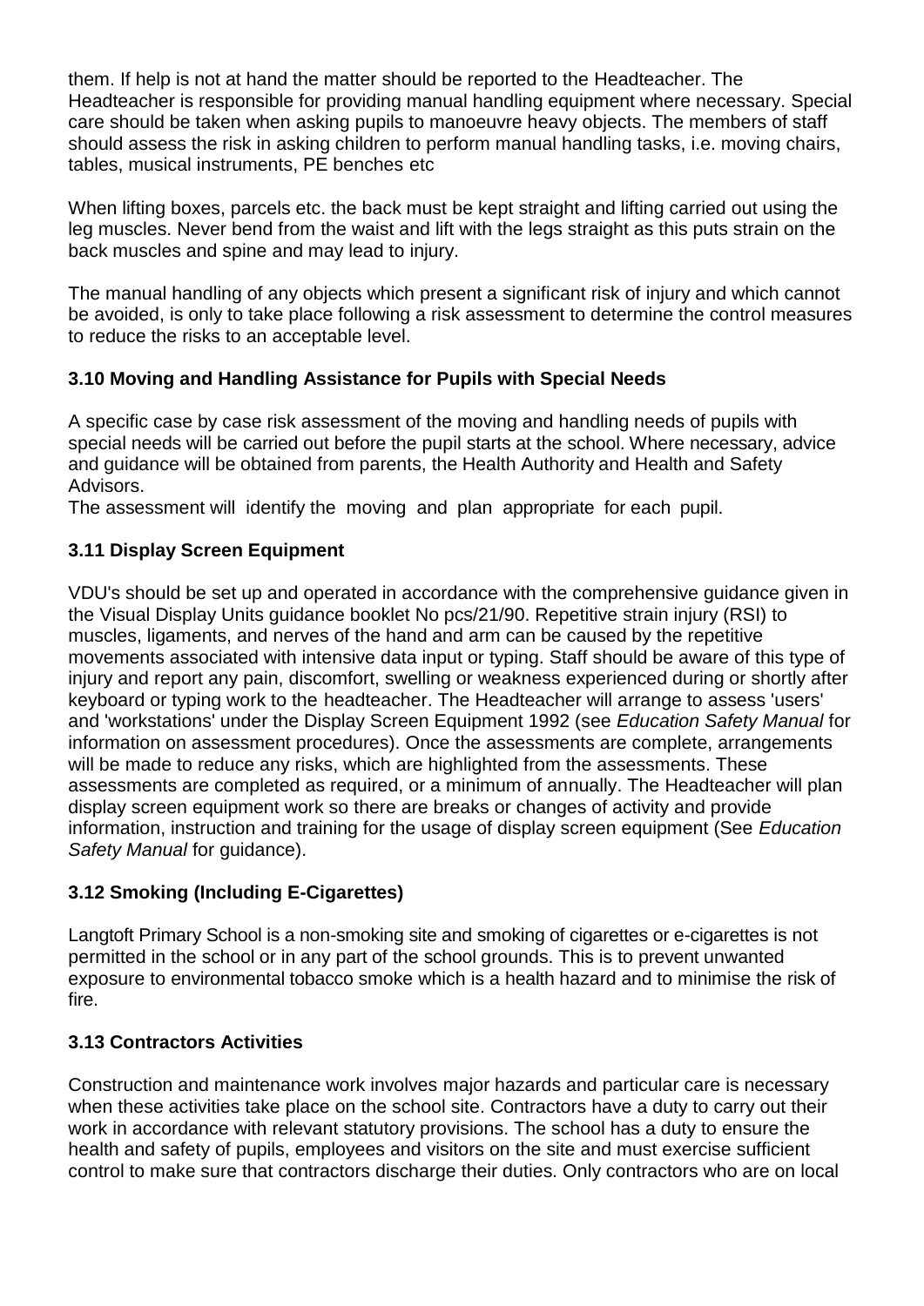them. If help is not at hand the matter should be reported to the Headteacher. The Headteacher is responsible for providing manual handling equipment where necessary. Special care should be taken when asking pupils to manoeuvre heavy objects. The members of staff should assess the risk in asking children to perform manual handling tasks, i.e. moving chairs, tables, musical instruments, PE benches etc

When lifting boxes, parcels etc. the back must be kept straight and lifting carried out using the leg muscles. Never bend from the waist and lift with the legs straight as this puts strain on the back muscles and spine and may lead to injury.

The manual handling of any objects which present a significant risk of injury and which cannot be avoided, is only to take place following a risk assessment to determine the control measures to reduce the risks to an acceptable level.

### 3.10 Moving and Handling Assistance for Pupils with Special Needs

A specific case by case risk assessment of the moving and handling needs of pupils with special needs will be carried out before the pupil starts at the school. Where necessary, advice and guidance will be obtained from parents, the Health Authority and Health and Safety Advisors.
The assessment will identify the moving and plan appropriate for each pupil.

### 3.11 Display Screen Equipment

VDU's should be set up and operated in accordance with the comprehensive guidance given in the Visual Display Units guidance booklet No pcs/21/90. Repetitive strain injury (RSI) to muscles, ligaments, and nerves of the hand and arm can be caused by the repetitive movements associated with intensive data input or typing. Staff should be aware of this type of injury and report any pain, discomfort, swelling or weakness experienced during or shortly after keyboard or typing work to the headteacher. The Headteacher will arrange to assess 'users' and 'workstations' under the Display Screen Equipment 1992 (see *Education Safety Manual* for information on assessment procedures). Once the assessments are complete, arrangements will be made to reduce any risks, which are highlighted from the assessments. These assessments are completed as required, or a minimum of annually. The Headteacher will plan display screen equipment work so there are breaks or changes of activity and provide information, instruction and training for the usage of display screen equipment (See *Education Safety Manual* for guidance).

### 3.12 Smoking (Including E-Cigarettes)

Langtoft Primary School is a non-smoking site and smoking of cigarettes or e-cigarettes is not permitted in the school or in any part of the school grounds. This is to prevent unwanted exposure to environmental tobacco smoke which is a health hazard and to minimise the risk of fire.

### 3.13 Contractors Activities

Construction and maintenance work involves major hazards and particular care is necessary when these activities take place on the school site. Contractors have a duty to carry out their work in accordance with relevant statutory provisions. The school has a duty to ensure the health and safety of pupils, employees and visitors on the site and must exercise sufficient control to make sure that contractors discharge their duties. Only contractors who are on local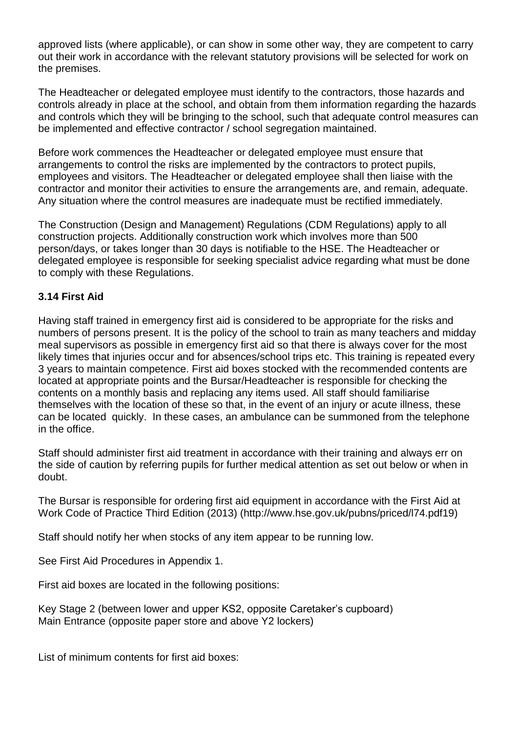approved lists (where applicable), or can show in some other way, they are competent to carry out their work in accordance with the relevant statutory provisions will be selected for work on the premises.

The Headteacher or delegated employee must identify to the contractors, those hazards and controls already in place at the school, and obtain from them information regarding the hazards and controls which they will be bringing to the school, such that adequate control measures can be implemented and effective contractor / school segregation maintained.

Before work commences the Headteacher or delegated employee must ensure that arrangements to control the risks are implemented by the contractors to protect pupils, employees and visitors. The Headteacher or delegated employee shall then liaise with the contractor and monitor their activities to ensure the arrangements are, and remain, adequate. Any situation where the control measures are inadequate must be rectified immediately.

The Construction (Design and Management) Regulations (CDM Regulations) apply to all construction projects. Additionally construction work which involves more than 500 person/days, or takes longer than 30 days is notifiable to the HSE. The Headteacher or delegated employee is responsible for seeking specialist advice regarding what must be done to comply with these Regulations.

### 3.14 First Aid

Having staff trained in emergency first aid is considered to be appropriate for the risks and numbers of persons present. It is the policy of the school to train as many teachers and midday meal supervisors as possible in emergency first aid so that there is always cover for the most likely times that injuries occur and for absences/school trips etc. This training is repeated every 3 years to maintain competence. First aid boxes stocked with the recommended contents are located at appropriate points and the Bursar/Headteacher is responsible for checking the contents on a monthly basis and replacing any items used. All staff should familiarise themselves with the location of these so that, in the event of an injury or acute illness, these can be located quickly. In these cases, an ambulance can be summoned from the telephone in the office.

Staff should administer first aid treatment in accordance with their training and always err on the side of caution by referring pupils for further medical attention as set out below or when in doubt.

The Bursar is responsible for ordering first aid equipment in accordance with the First Aid at Work Code of Practice Third Edition (2013) (http://www.hse.gov.uk/pubns/priced/l74.pdf19)

Staff should notify her when stocks of any item appear to be running low.

See First Aid Procedures in Appendix 1.

First aid boxes are located in the following positions:

Key Stage 2 (between lower and upper KS2, opposite Caretaker's cupboard)
Main Entrance (opposite paper store and above Y2 lockers)

List of minimum contents for first aid boxes: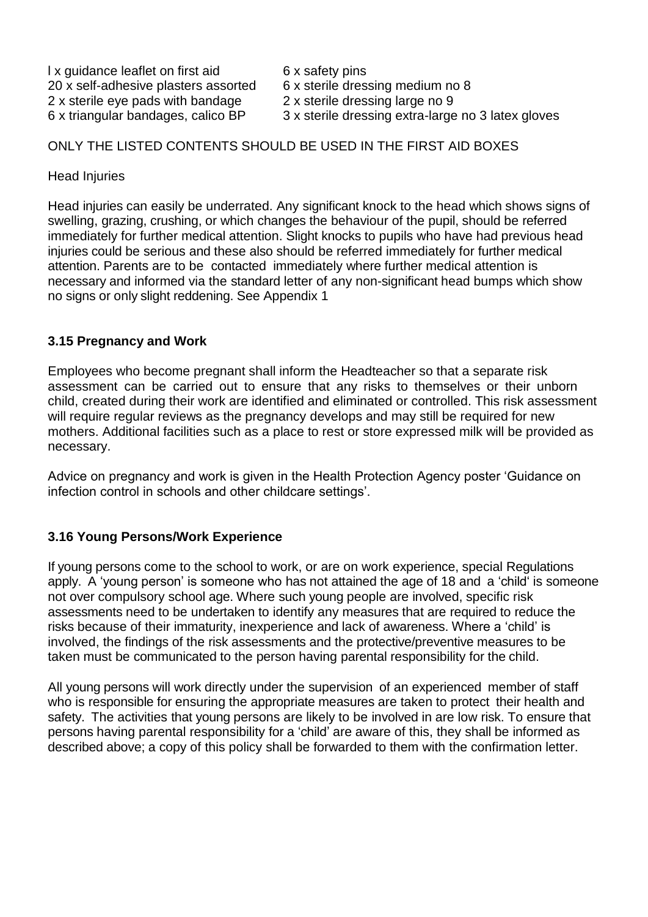l x guidance leaflet on first aid

20 x self-adhesive plasters assorted

2 x sterile eye pads with bandage

6 x triangular bandages, calico BP

6 x safety pins

6 x sterile dressing medium no 8

2 x sterile dressing large no 9

3 x sterile dressing extra-large no 3 latex gloves

ONLY THE LISTED CONTENTS SHOULD BE USED IN THE FIRST AID BOXES

Head Injuries

Head injuries can easily be underrated. Any significant knock to the head which shows signs of swelling, grazing, crushing, or which changes the behaviour of the pupil, should be referred immediately for further medical attention. Slight knocks to pupils who have had previous head injuries could be serious and these also should be referred immediately for further medical attention. Parents are to be contacted immediately where further medical attention is necessary and informed via the standard letter of any non-significant head bumps which show no signs or only slight reddening. See Appendix 1

### 3.15 Pregnancy and Work

Employees who become pregnant shall inform the Headteacher so that a separate risk assessment can be carried out to ensure that any risks to themselves or their unborn child, created during their work are identified and eliminated or controlled. This risk assessment will require regular reviews as the pregnancy develops and may still be required for new mothers. Additional facilities such as a place to rest or store expressed milk will be provided as necessary.

Advice on pregnancy and work is given in the Health Protection Agency poster 'Guidance on infection control in schools and other childcare settings'.

### 3.16 Young Persons/Work Experience

If young persons come to the school to work, or are on work experience, special Regulations apply. A 'young person' is someone who has not attained the age of 18 and a 'child' is someone not over compulsory school age. Where such young people are involved, specific risk assessments need to be undertaken to identify any measures that are required to reduce the risks because of their immaturity, inexperience and lack of awareness. Where a 'child' is involved, the findings of the risk assessments and the protective/preventive measures to be taken must be communicated to the person having parental responsibility for the child.

All young persons will work directly under the supervision of an experienced member of staff who is responsible for ensuring the appropriate measures are taken to protect their health and safety. The activities that young persons are likely to be involved in are low risk. To ensure that persons having parental responsibility for a 'child' are aware of this, they shall be informed as described above; a copy of this policy shall be forwarded to them with the confirmation letter.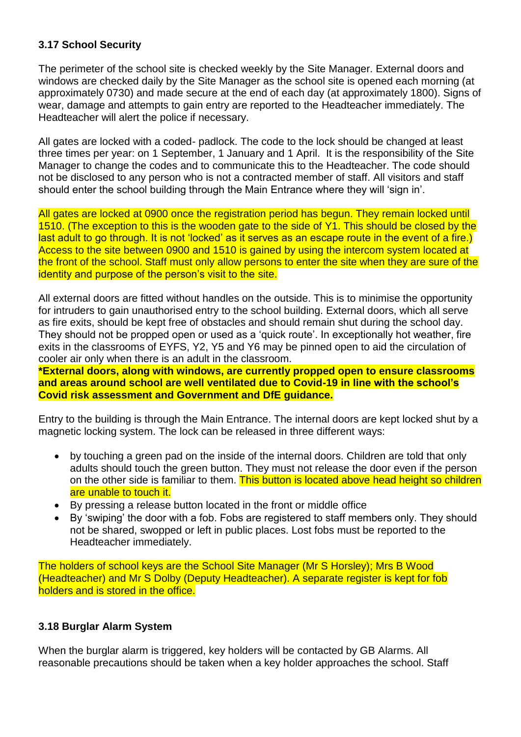### 3.17 School Security

The perimeter of the school site is checked weekly by the Site Manager. External doors and windows are checked daily by the Site Manager as the school site is opened each morning (at approximately 0730) and made secure at the end of each day (at approximately 1800). Signs of wear, damage and attempts to gain entry are reported to the Headteacher immediately. The Headteacher will alert the police if necessary.

All gates are locked with a coded- padlock. The code to the lock should be changed at least three times per year: on 1 September, 1 January and 1 April. It is the responsibility of the Site Manager to change the codes and to communicate this to the Headteacher. The code should not be disclosed to any person who is not a contracted member of staff. All visitors and staff should enter the school building through the Main Entrance where they will 'sign in'.

All gates are locked at 0900 once the registration period has begun. They remain locked until 1510. (The exception to this is the wooden gate to the side of Y1. This should be closed by the last adult to go through. It is not 'locked' as it serves as an escape route in the event of a fire.) Access to the site between 0900 and 1510 is gained by using the intercom system located at the front of the school. Staff must only allow persons to enter the site when they are sure of the identity and purpose of the person's visit to the site.

All external doors are fitted without handles on the outside. This is to minimise the opportunity for intruders to gain unauthorised entry to the school building. External doors, which all serve as fire exits, should be kept free of obstacles and should remain shut during the school day. They should not be propped open or used as a 'quick route'. In exceptionally hot weather, fire exits in the classrooms of EYFS, Y2, Y5 and Y6 may be pinned open to aid the circulation of cooler air only when there is an adult in the classroom.
**\*External doors, along with windows, are currently propped open to ensure classrooms and areas around school are well ventilated due to Covid-19 in line with the school's Covid risk assessment and Government and DfE guidance.**

Entry to the building is through the Main Entrance. The internal doors are kept locked shut by a magnetic locking system. The lock can be released in three different ways:

- by touching a green pad on the inside of the internal doors. Children are told that only adults should touch the green button. They must not release the door even if the person on the other side is familiar to them. This button is located above head height so children are unable to touch it.
- By pressing a release button located in the front or middle office
- By 'swiping' the door with a fob. Fobs are registered to staff members only. They should not be shared, swopped or left in public places. Lost fobs must be reported to the Headteacher immediately.

The holders of school keys are the School Site Manager (Mr S Horsley); Mrs B Wood (Headteacher) and Mr S Dolby (Deputy Headteacher). A separate register is kept for fob holders and is stored in the office.

### 3.18 Burglar Alarm System

When the burglar alarm is triggered, key holders will be contacted by GB Alarms. All reasonable precautions should be taken when a key holder approaches the school. Staff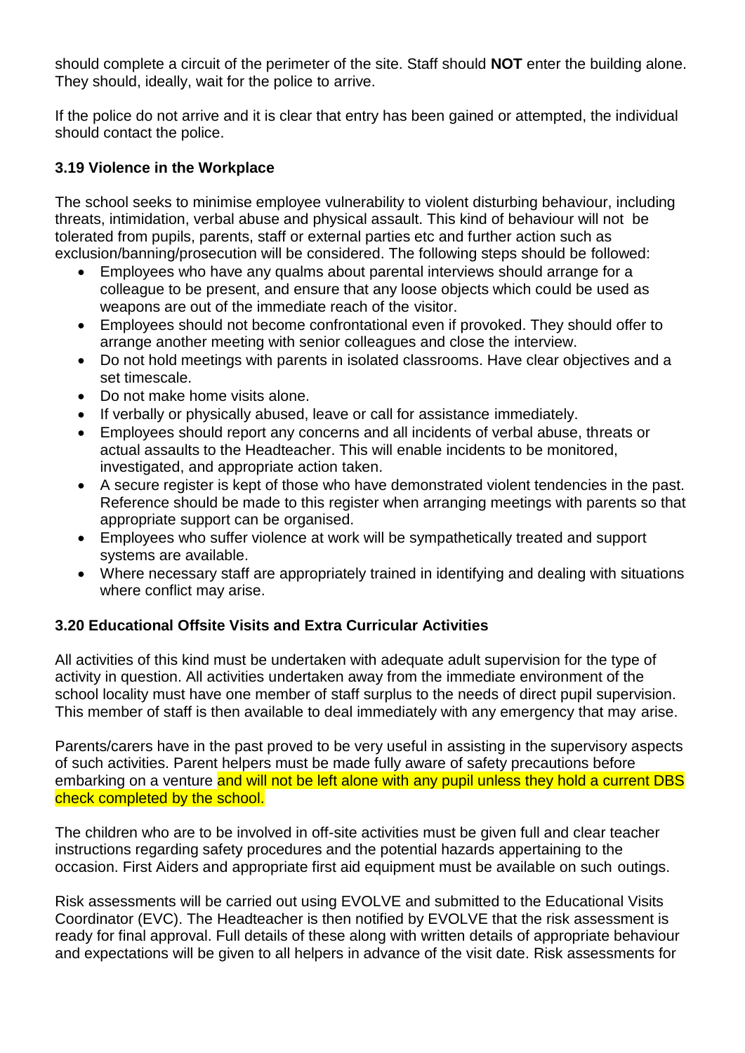should complete a circuit of the perimeter of the site. Staff should **NOT** enter the building alone. They should, ideally, wait for the police to arrive.

If the police do not arrive and it is clear that entry has been gained or attempted, the individual should contact the police.

### 3.19 Violence in the Workplace

The school seeks to minimise employee vulnerability to violent disturbing behaviour, including threats, intimidation, verbal abuse and physical assault. This kind of behaviour will not be tolerated from pupils, parents, staff or external parties etc and further action such as exclusion/banning/prosecution will be considered. The following steps should be followed:

- Employees who have any qualms about parental interviews should arrange for a colleague to be present, and ensure that any loose objects which could be used as weapons are out of the immediate reach of the visitor.
- Employees should not become confrontational even if provoked. They should offer to arrange another meeting with senior colleagues and close the interview.
- Do not hold meetings with parents in isolated classrooms. Have clear objectives and a set timescale.
- Do not make home visits alone.
- If verbally or physically abused, leave or call for assistance immediately.
- Employees should report any concerns and all incidents of verbal abuse, threats or actual assaults to the Headteacher. This will enable incidents to be monitored, investigated, and appropriate action taken.
- A secure register is kept of those who have demonstrated violent tendencies in the past. Reference should be made to this register when arranging meetings with parents so that appropriate support can be organised.
- Employees who suffer violence at work will be sympathetically treated and support systems are available.
- Where necessary staff are appropriately trained in identifying and dealing with situations where conflict may arise.

### 3.20 Educational Offsite Visits and Extra Curricular Activities

All activities of this kind must be undertaken with adequate adult supervision for the type of activity in question. All activities undertaken away from the immediate environment of the school locality must have one member of staff surplus to the needs of direct pupil supervision. This member of staff is then available to deal immediately with any emergency that may arise.

Parents/carers have in the past proved to be very useful in assisting in the supervisory aspects of such activities. Parent helpers must be made fully aware of safety precautions before embarking on a venture and will not be left alone with any pupil unless they hold a current DBS check completed by the school.

The children who are to be involved in off-site activities must be given full and clear teacher instructions regarding safety procedures and the potential hazards appertaining to the occasion. First Aiders and appropriate first aid equipment must be available on such outings.

Risk assessments will be carried out using EVOLVE and submitted to the Educational Visits Coordinator (EVC). The Headteacher is then notified by EVOLVE that the risk assessment is ready for final approval. Full details of these along with written details of appropriate behaviour and expectations will be given to all helpers in advance of the visit date. Risk assessments for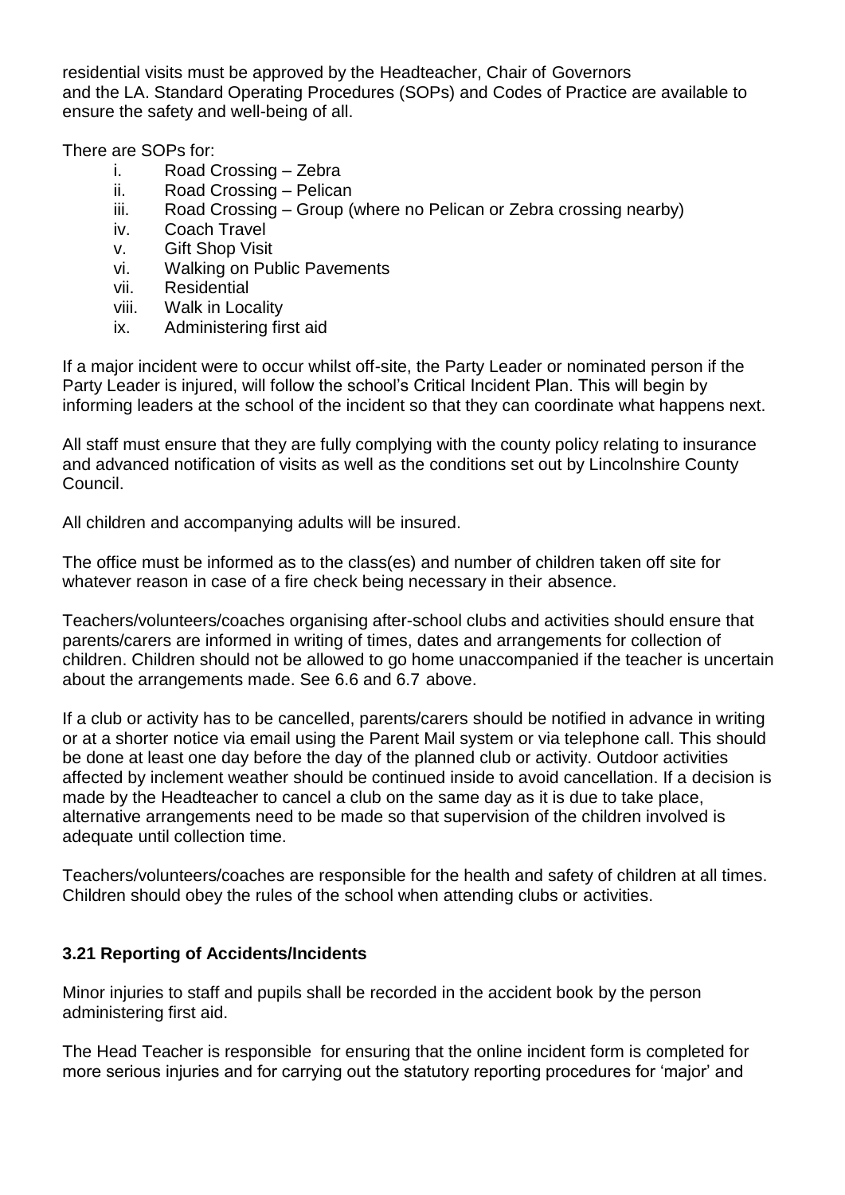residential visits must be approved by the Headteacher, Chair of Governors and the LA. Standard Operating Procedures (SOPs) and Codes of Practice are available to ensure the safety and well-being of all.

There are SOPs for:

i. Road Crossing – Zebra
ii. Road Crossing – Pelican
iii. Road Crossing – Group (where no Pelican or Zebra crossing nearby)
iv. Coach Travel
v. Gift Shop Visit
vi. Walking on Public Pavements
vii. Residential
viii. Walk in Locality
ix. Administering first aid

If a major incident were to occur whilst off-site, the Party Leader or nominated person if the Party Leader is injured, will follow the school's Critical Incident Plan. This will begin by informing leaders at the school of the incident so that they can coordinate what happens next.

All staff must ensure that they are fully complying with the county policy relating to insurance and advanced notification of visits as well as the conditions set out by Lincolnshire County Council.

All children and accompanying adults will be insured.

The office must be informed as to the class(es) and number of children taken off site for whatever reason in case of a fire check being necessary in their absence.

Teachers/volunteers/coaches organising after-school clubs and activities should ensure that parents/carers are informed in writing of times, dates and arrangements for collection of children. Children should not be allowed to go home unaccompanied if the teacher is uncertain about the arrangements made. See 6.6 and 6.7 above.

If a club or activity has to be cancelled, parents/carers should be notified in advance in writing or at a shorter notice via email using the Parent Mail system or via telephone call. This should be done at least one day before the day of the planned club or activity. Outdoor activities affected by inclement weather should be continued inside to avoid cancellation. If a decision is made by the Headteacher to cancel a club on the same day as it is due to take place, alternative arrangements need to be made so that supervision of the children involved is adequate until collection time.

Teachers/volunteers/coaches are responsible for the health and safety of children at all times. Children should obey the rules of the school when attending clubs or activities.

### 3.21 Reporting of Accidents/Incidents

Minor injuries to staff and pupils shall be recorded in the accident book by the person administering first aid.

The Head Teacher is responsible for ensuring that the online incident form is completed for more serious injuries and for carrying out the statutory reporting procedures for 'major' and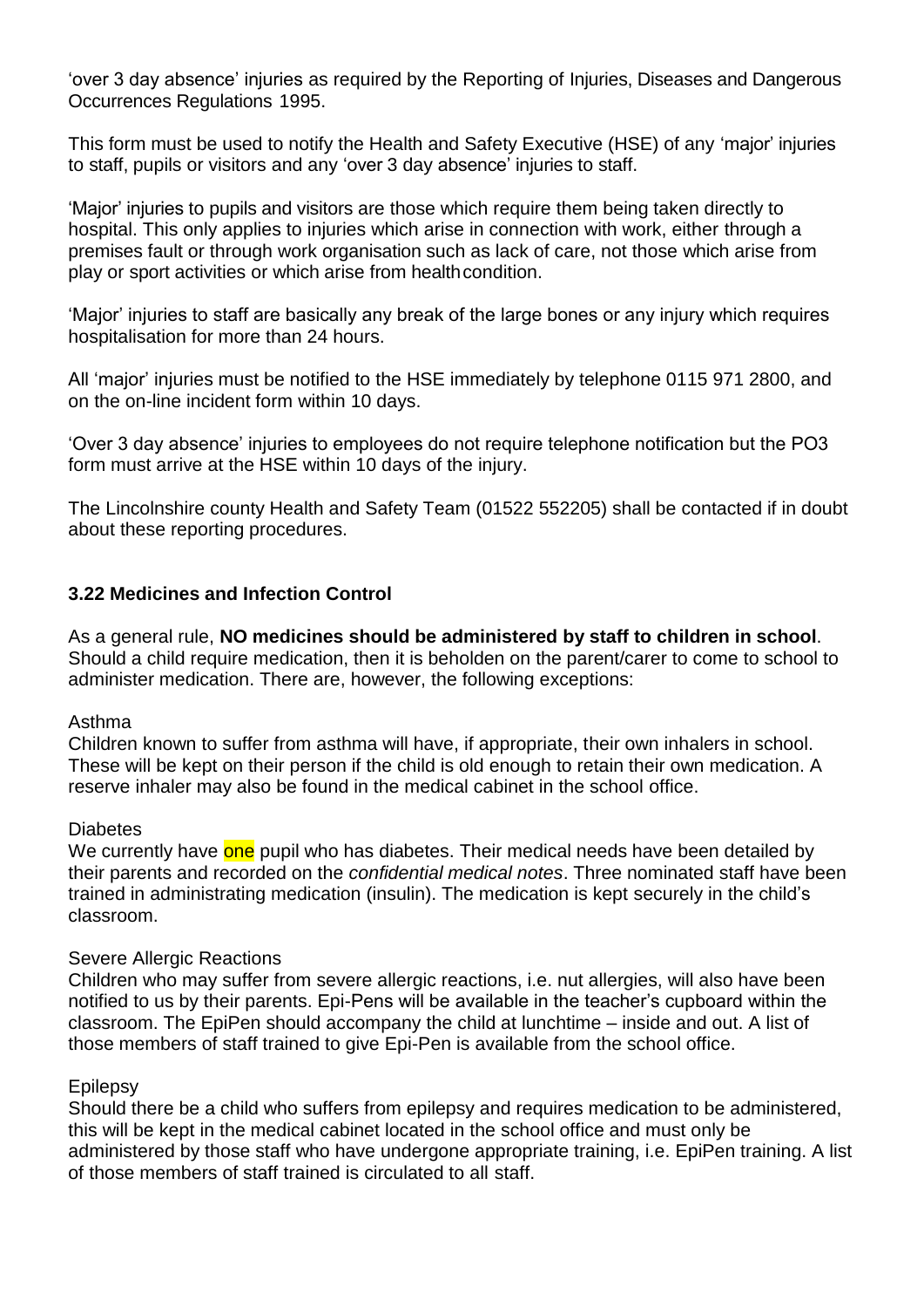'over 3 day absence' injuries as required by the Reporting of Injuries, Diseases and Dangerous Occurrences Regulations 1995.

This form must be used to notify the Health and Safety Executive (HSE) of any 'major' injuries to staff, pupils or visitors and any 'over 3 day absence' injuries to staff.

'Major' injuries to pupils and visitors are those which require them being taken directly to hospital. This only applies to injuries which arise in connection with work, either through a premises fault or through work organisation such as lack of care, not those which arise from play or sport activities or which arise from healthcondition.

'Major' injuries to staff are basically any break of the large bones or any injury which requires hospitalisation for more than 24 hours.

All 'major' injuries must be notified to the HSE immediately by telephone 0115 971 2800, and on the on-line incident form within 10 days.

'Over 3 day absence' injuries to employees do not require telephone notification but the PO3 form must arrive at the HSE within 10 days of the injury.

The Lincolnshire county Health and Safety Team (01522 552205) shall be contacted if in doubt about these reporting procedures.

### 3.22 Medicines and Infection Control

As a general rule, **NO medicines should be administered by staff to children in school**. Should a child require medication, then it is beholden on the parent/carer to come to school to administer medication. There are, however, the following exceptions:

Asthma
Children known to suffer from asthma will have, if appropriate, their own inhalers in school. These will be kept on their person if the child is old enough to retain their own medication. A reserve inhaler may also be found in the medical cabinet in the school office.

Diabetes
We currently have one pupil who has diabetes. Their medical needs have been detailed by their parents and recorded on the *confidential medical notes*. Three nominated staff have been trained in administrating medication (insulin). The medication is kept securely in the child's classroom.

Severe Allergic Reactions
Children who may suffer from severe allergic reactions, i.e. nut allergies, will also have been notified to us by their parents. Epi-Pens will be available in the teacher's cupboard within the classroom. The EpiPen should accompany the child at lunchtime – inside and out. A list of those members of staff trained to give Epi-Pen is available from the school office.

Epilepsy
Should there be a child who suffers from epilepsy and requires medication to be administered, this will be kept in the medical cabinet located in the school office and must only be administered by those staff who have undergone appropriate training, i.e. EpiPen training. A list of those members of staff trained is circulated to all staff.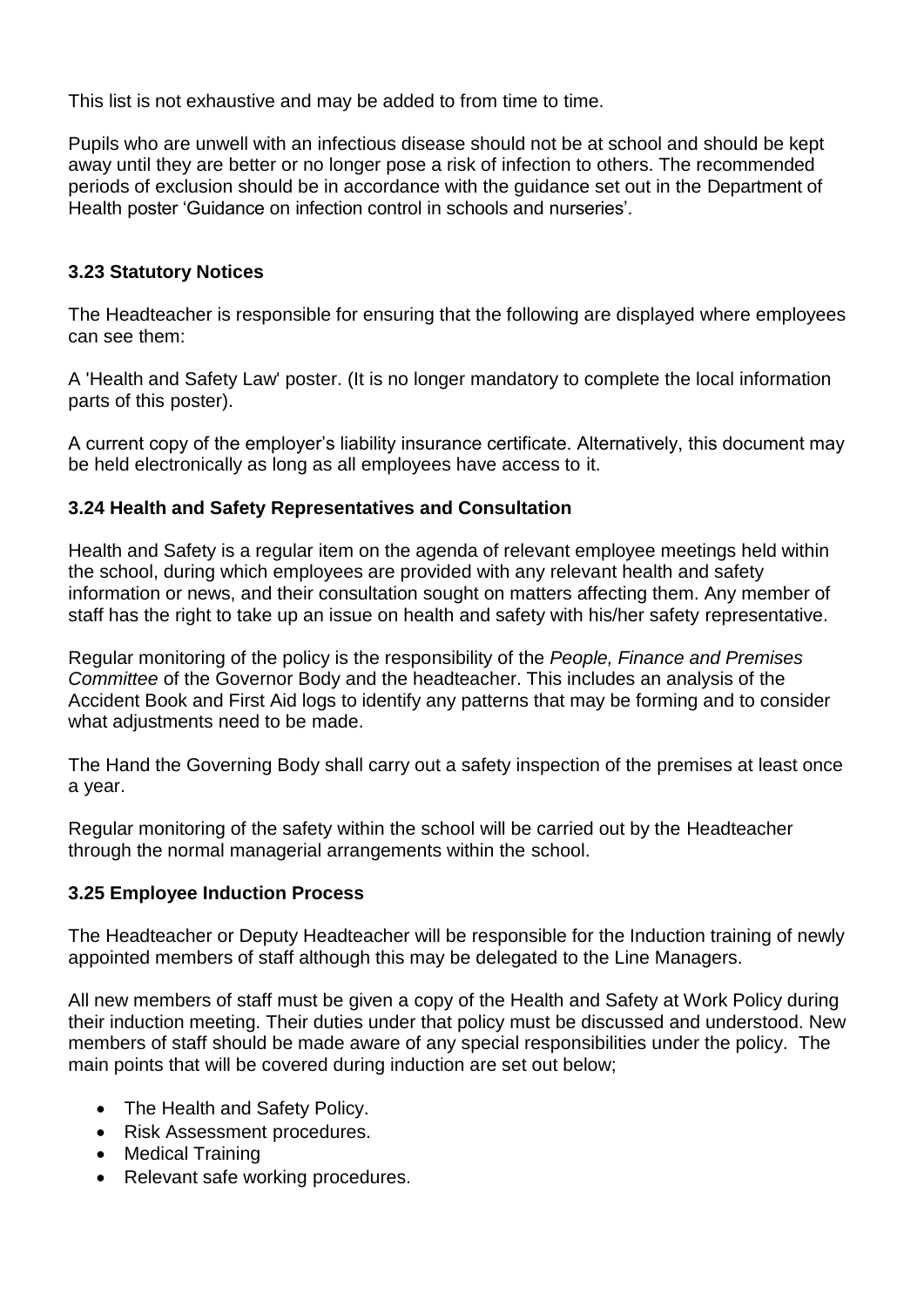This list is not exhaustive and may be added to from time to time.

Pupils who are unwell with an infectious disease should not be at school and should be kept away until they are better or no longer pose a risk of infection to others. The recommended periods of exclusion should be in accordance with the guidance set out in the Department of Health poster 'Guidance on infection control in schools and nurseries'.

### 3.23 Statutory Notices

The Headteacher is responsible for ensuring that the following are displayed where employees can see them:

A 'Health and Safety Law' poster. (It is no longer mandatory to complete the local information parts of this poster).

A current copy of the employer's liability insurance certificate. Alternatively, this document may be held electronically as long as all employees have access to it.

### 3.24 Health and Safety Representatives and Consultation

Health and Safety is a regular item on the agenda of relevant employee meetings held within the school, during which employees are provided with any relevant health and safety information or news, and their consultation sought on matters affecting them. Any member of staff has the right to take up an issue on health and safety with his/her safety representative.

Regular monitoring of the policy is the responsibility of the *People, Finance and Premises Committee* of the Governor Body and the headteacher. This includes an analysis of the Accident Book and First Aid logs to identify any patterns that may be forming and to consider what adjustments need to be made.

The Hand the Governing Body shall carry out a safety inspection of the premises at least once a year.

Regular monitoring of the safety within the school will be carried out by the Headteacher through the normal managerial arrangements within the school.

### 3.25 Employee Induction Process

The Headteacher or Deputy Headteacher will be responsible for the Induction training of newly appointed members of staff although this may be delegated to the Line Managers.

All new members of staff must be given a copy of the Health and Safety at Work Policy during their induction meeting. Their duties under that policy must be discussed and understood. New members of staff should be made aware of any special responsibilities under the policy. The main points that will be covered during induction are set out below;

- The Health and Safety Policy.
- Risk Assessment procedures.
- Medical Training
- Relevant safe working procedures.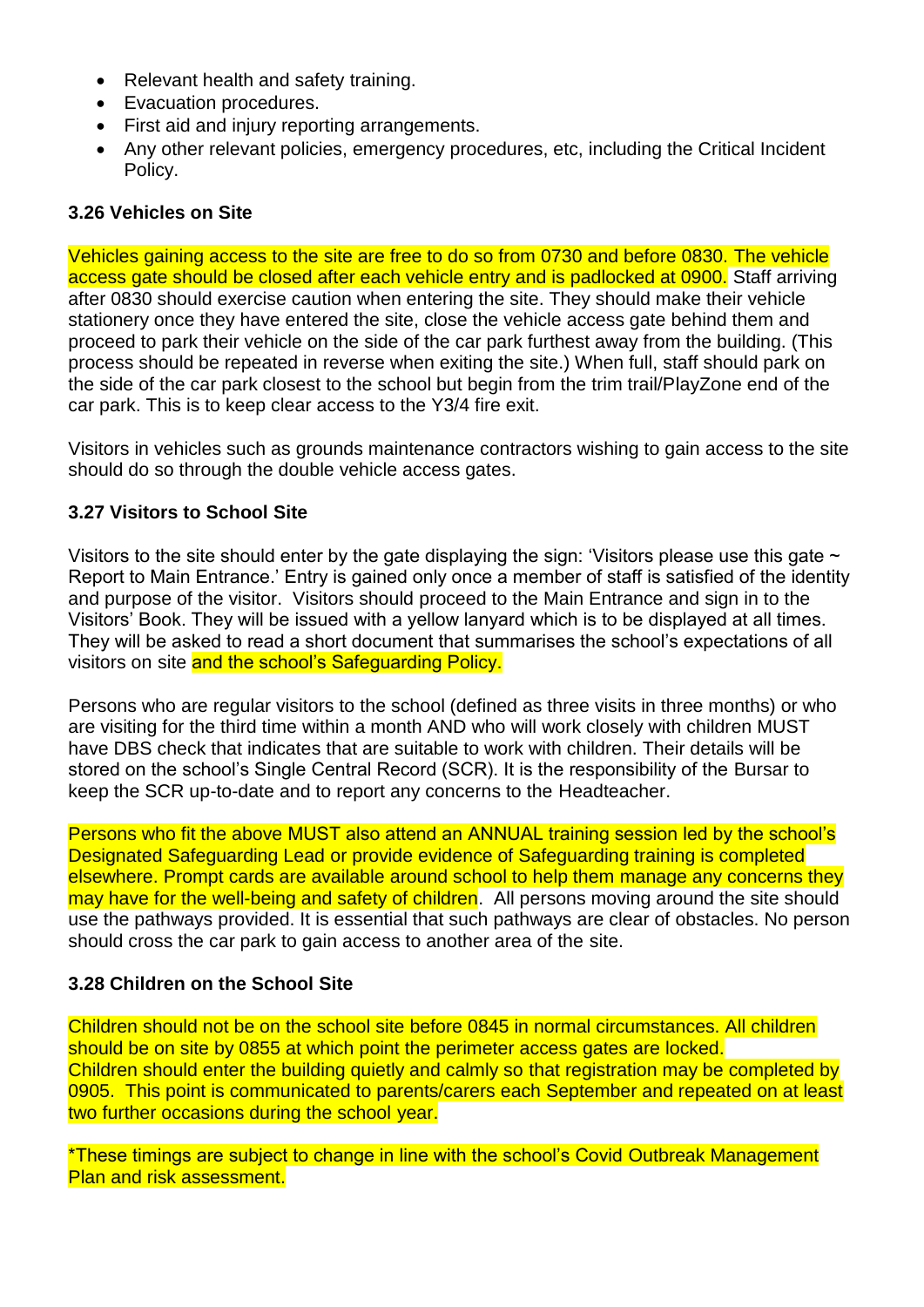- Relevant health and safety training.
- Evacuation procedures.
- First aid and injury reporting arrangements.
- Any other relevant policies, emergency procedures, etc, including the Critical Incident Policy.

### 3.26 Vehicles on Site

Vehicles gaining access to the site are free to do so from 0730 and before 0830. The vehicle access gate should be closed after each vehicle entry and is padlocked at 0900. Staff arriving after 0830 should exercise caution when entering the site. They should make their vehicle stationery once they have entered the site, close the vehicle access gate behind them and proceed to park their vehicle on the side of the car park furthest away from the building. (This process should be repeated in reverse when exiting the site.) When full, staff should park on the side of the car park closest to the school but begin from the trim trail/PlayZone end of the car park. This is to keep clear access to the Y3/4 fire exit.

Visitors in vehicles such as grounds maintenance contractors wishing to gain access to the site should do so through the double vehicle access gates.

### 3.27 Visitors to School Site

Visitors to the site should enter by the gate displaying the sign: 'Visitors please use this gate ~ Report to Main Entrance.' Entry is gained only once a member of staff is satisfied of the identity and purpose of the visitor. Visitors should proceed to the Main Entrance and sign in to the Visitors' Book. They will be issued with a yellow lanyard which is to be displayed at all times. They will be asked to read a short document that summarises the school's expectations of all visitors on site and the school's Safeguarding Policy.

Persons who are regular visitors to the school (defined as three visits in three months) or who are visiting for the third time within a month AND who will work closely with children MUST have DBS check that indicates that are suitable to work with children. Their details will be stored on the school's Single Central Record (SCR). It is the responsibility of the Bursar to keep the SCR up-to-date and to report any concerns to the Headteacher.

Persons who fit the above MUST also attend an ANNUAL training session led by the school's Designated Safeguarding Lead or provide evidence of Safeguarding training is completed elsewhere. Prompt cards are available around school to help them manage any concerns they may have for the well-being and safety of children. All persons moving around the site should use the pathways provided. It is essential that such pathways are clear of obstacles. No person should cross the car park to gain access to another area of the site.

### 3.28 Children on the School Site

Children should not be on the school site before 0845 in normal circumstances. All children should be on site by 0855 at which point the perimeter access gates are locked.
Children should enter the building quietly and calmly so that registration may be completed by 0905. This point is communicated to parents/carers each September and repeated on at least two further occasions during the school year.

*These timings are subject to change in line with the school's Covid Outbreak Management Plan and risk assessment.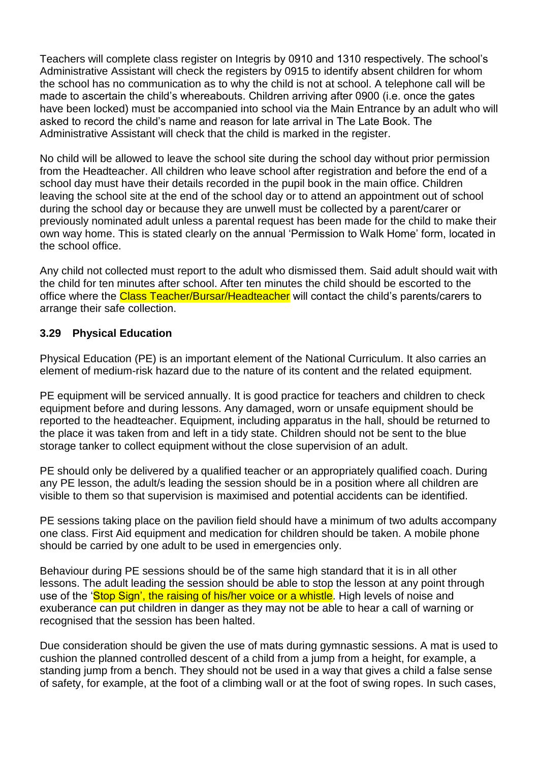Teachers will complete class register on Integris by 0910 and 1310 respectively. The school's Administrative Assistant will check the registers by 0915 to identify absent children for whom the school has no communication as to why the child is not at school. A telephone call will be made to ascertain the child's whereabouts. Children arriving after 0900 (i.e. once the gates have been locked) must be accompanied into school via the Main Entrance by an adult who will asked to record the child's name and reason for late arrival in The Late Book. The Administrative Assistant will check that the child is marked in the register.

No child will be allowed to leave the school site during the school day without prior permission from the Headteacher. All children who leave school after registration and before the end of a school day must have their details recorded in the pupil book in the main office. Children leaving the school site at the end of the school day or to attend an appointment out of school during the school day or because they are unwell must be collected by a parent/carer or previously nominated adult unless a parental request has been made for the child to make their own way home. This is stated clearly on the annual 'Permission to Walk Home' form, located in the school office.

Any child not collected must report to the adult who dismissed them. Said adult should wait with the child for ten minutes after school. After ten minutes the child should be escorted to the office where the Class Teacher/Bursar/Headteacher will contact the child's parents/carers to arrange their safe collection.

### 3.29 Physical Education

Physical Education (PE) is an important element of the National Curriculum. It also carries an element of medium-risk hazard due to the nature of its content and the related equipment.

PE equipment will be serviced annually. It is good practice for teachers and children to check equipment before and during lessons. Any damaged, worn or unsafe equipment should be reported to the headteacher. Equipment, including apparatus in the hall, should be returned to the place it was taken from and left in a tidy state. Children should not be sent to the blue storage tanker to collect equipment without the close supervision of an adult.

PE should only be delivered by a qualified teacher or an appropriately qualified coach. During any PE lesson, the adult/s leading the session should be in a position where all children are visible to them so that supervision is maximised and potential accidents can be identified.

PE sessions taking place on the pavilion field should have a minimum of two adults accompany one class. First Aid equipment and medication for children should be taken. A mobile phone should be carried by one adult to be used in emergencies only.

Behaviour during PE sessions should be of the same high standard that it is in all other lessons. The adult leading the session should be able to stop the lesson at any point through use of the 'Stop Sign', the raising of his/her voice or a whistle. High levels of noise and exuberance can put children in danger as they may not be able to hear a call of warning or recognised that the session has been halted.

Due consideration should be given the use of mats during gymnastic sessions. A mat is used to cushion the planned controlled descent of a child from a jump from a height, for example, a standing jump from a bench. They should not be used in a way that gives a child a false sense of safety, for example, at the foot of a climbing wall or at the foot of swing ropes. In such cases,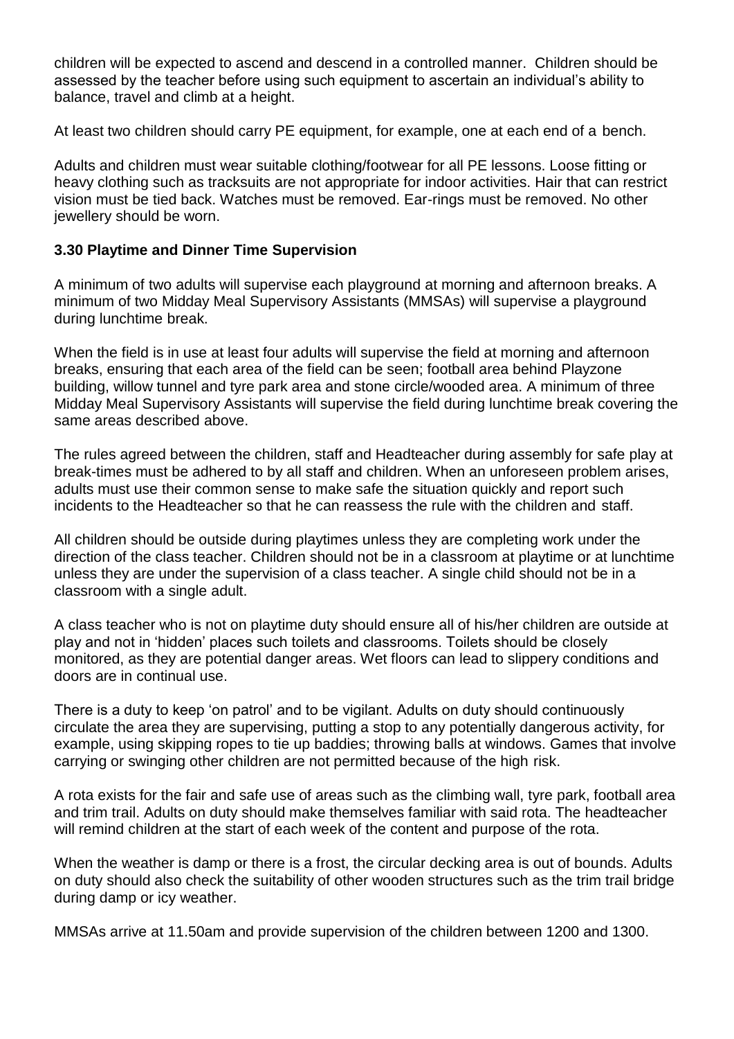children will be expected to ascend and descend in a controlled manner. Children should be assessed by the teacher before using such equipment to ascertain an individual's ability to balance, travel and climb at a height.

At least two children should carry PE equipment, for example, one at each end of a bench.

Adults and children must wear suitable clothing/footwear for all PE lessons. Loose fitting or heavy clothing such as tracksuits are not appropriate for indoor activities. Hair that can restrict vision must be tied back. Watches must be removed. Ear-rings must be removed. No other jewellery should be worn.

### 3.30 Playtime and Dinner Time Supervision

A minimum of two adults will supervise each playground at morning and afternoon breaks. A minimum of two Midday Meal Supervisory Assistants (MMSAs) will supervise a playground during lunchtime break.

When the field is in use at least four adults will supervise the field at morning and afternoon breaks, ensuring that each area of the field can be seen; football area behind Playzone building, willow tunnel and tyre park area and stone circle/wooded area. A minimum of three Midday Meal Supervisory Assistants will supervise the field during lunchtime break covering the same areas described above.

The rules agreed between the children, staff and Headteacher during assembly for safe play at break-times must be adhered to by all staff and children. When an unforeseen problem arises, adults must use their common sense to make safe the situation quickly and report such incidents to the Headteacher so that he can reassess the rule with the children and staff.

All children should be outside during playtimes unless they are completing work under the direction of the class teacher. Children should not be in a classroom at playtime or at lunchtime unless they are under the supervision of a class teacher. A single child should not be in a classroom with a single adult.

A class teacher who is not on playtime duty should ensure all of his/her children are outside at play and not in 'hidden' places such toilets and classrooms. Toilets should be closely monitored, as they are potential danger areas. Wet floors can lead to slippery conditions and doors are in continual use.

There is a duty to keep 'on patrol' and to be vigilant. Adults on duty should continuously circulate the area they are supervising, putting a stop to any potentially dangerous activity, for example, using skipping ropes to tie up baddies; throwing balls at windows. Games that involve carrying or swinging other children are not permitted because of the high risk.

A rota exists for the fair and safe use of areas such as the climbing wall, tyre park, football area and trim trail. Adults on duty should make themselves familiar with said rota. The headteacher will remind children at the start of each week of the content and purpose of the rota.

When the weather is damp or there is a frost, the circular decking area is out of bounds. Adults on duty should also check the suitability of other wooden structures such as the trim trail bridge during damp or icy weather.

MMSAs arrive at 11.50am and provide supervision of the children between 1200 and 1300.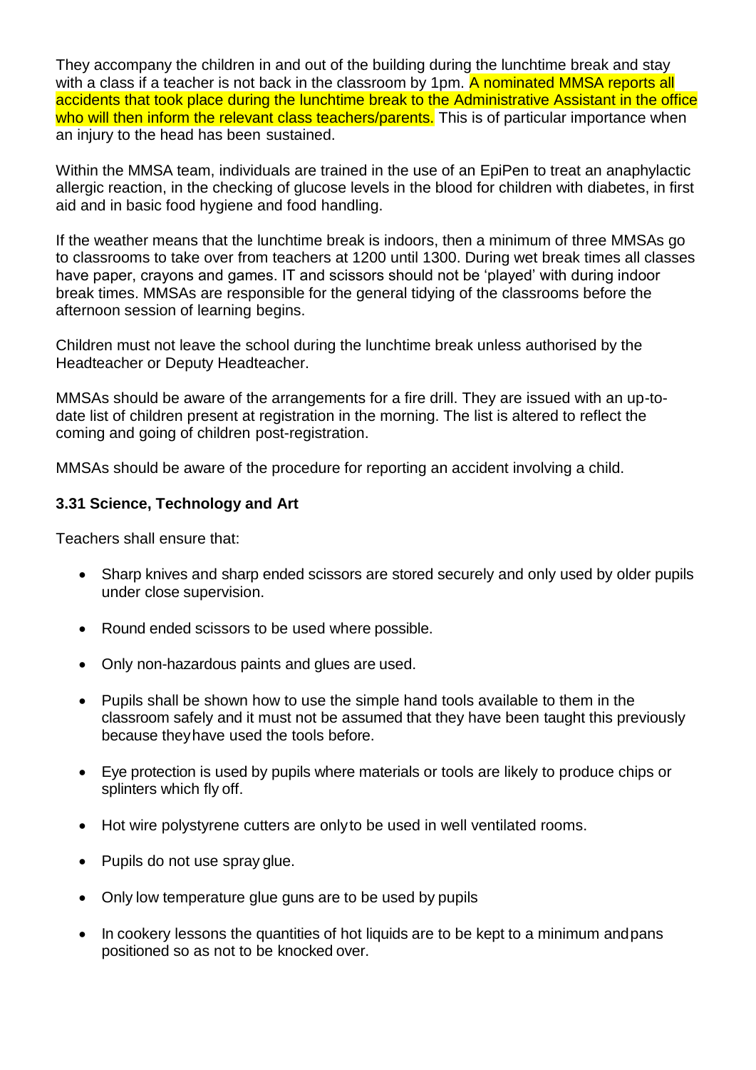They accompany the children in and out of the building during the lunchtime break and stay with a class if a teacher is not back in the classroom by 1pm. A nominated MMSA reports all accidents that took place during the lunchtime break to the Administrative Assistant in the office who will then inform the relevant class teachers/parents. This is of particular importance when an injury to the head has been sustained.

Within the MMSA team, individuals are trained in the use of an EpiPen to treat an anaphylactic allergic reaction, in the checking of glucose levels in the blood for children with diabetes, in first aid and in basic food hygiene and food handling.

If the weather means that the lunchtime break is indoors, then a minimum of three MMSAs go to classrooms to take over from teachers at 1200 until 1300. During wet break times all classes have paper, crayons and games. IT and scissors should not be 'played' with during indoor break times. MMSAs are responsible for the general tidying of the classrooms before the afternoon session of learning begins.

Children must not leave the school during the lunchtime break unless authorised by the Headteacher or Deputy Headteacher.

MMSAs should be aware of the arrangements for a fire drill. They are issued with an up-to-date list of children present at registration in the morning. The list is altered to reflect the coming and going of children post-registration.

MMSAs should be aware of the procedure for reporting an accident involving a child.

### 3.31 Science, Technology and Art

Teachers shall ensure that:

- Sharp knives and sharp ended scissors are stored securely and only used by older pupils under close supervision.
- Round ended scissors to be used where possible.
- Only non-hazardous paints and glues are used.
- Pupils shall be shown how to use the simple hand tools available to them in the classroom safely and it must not be assumed that they have been taught this previously because theyhave used the tools before.
- Eye protection is used by pupils where materials or tools are likely to produce chips or splinters which fly off.
- Hot wire polystyrene cutters are onlyto be used in well ventilated rooms.
- Pupils do not use spray glue.
- Only low temperature glue guns are to be used by pupils
- In cookery lessons the quantities of hot liquids are to be kept to a minimum andpans positioned so as not to be knocked over.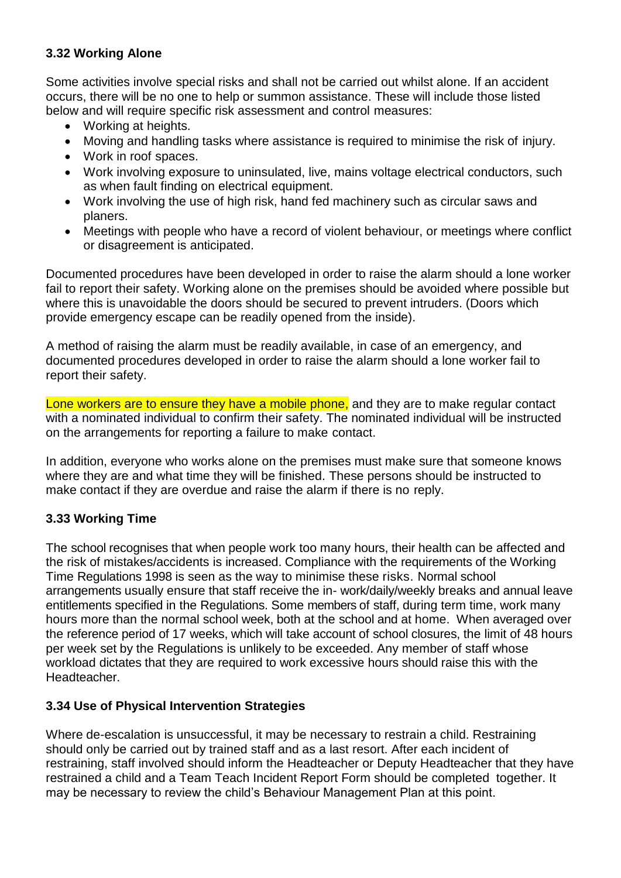### 3.32 Working Alone

Some activities involve special risks and shall not be carried out whilst alone. If an accident occurs, there will be no one to help or summon assistance. These will include those listed below and will require specific risk assessment and control measures:

- Working at heights.
- Moving and handling tasks where assistance is required to minimise the risk of injury.
- Work in roof spaces.
- Work involving exposure to uninsulated, live, mains voltage electrical conductors, such as when fault finding on electrical equipment.
- Work involving the use of high risk, hand fed machinery such as circular saws and planers.
- Meetings with people who have a record of violent behaviour, or meetings where conflict or disagreement is anticipated.

Documented procedures have been developed in order to raise the alarm should a lone worker fail to report their safety. Working alone on the premises should be avoided where possible but where this is unavoidable the doors should be secured to prevent intruders. (Doors which provide emergency escape can be readily opened from the inside).

A method of raising the alarm must be readily available, in case of an emergency, and documented procedures developed in order to raise the alarm should a lone worker fail to report their safety.

Lone workers are to ensure they have a mobile phone, and they are to make regular contact with a nominated individual to confirm their safety. The nominated individual will be instructed on the arrangements for reporting a failure to make contact.

In addition, everyone who works alone on the premises must make sure that someone knows where they are and what time they will be finished. These persons should be instructed to make contact if they are overdue and raise the alarm if there is no reply.

### 3.33 Working Time

The school recognises that when people work too many hours, their health can be affected and the risk of mistakes/accidents is increased. Compliance with the requirements of the Working Time Regulations 1998 is seen as the way to minimise these risks. Normal school arrangements usually ensure that staff receive the in- work/daily/weekly breaks and annual leave entitlements specified in the Regulations. Some members of staff, during term time, work many hours more than the normal school week, both at the school and at home. When averaged over the reference period of 17 weeks, which will take account of school closures, the limit of 48 hours per week set by the Regulations is unlikely to be exceeded. Any member of staff whose workload dictates that they are required to work excessive hours should raise this with the Headteacher.

### 3.34 Use of Physical Intervention Strategies

Where de-escalation is unsuccessful, it may be necessary to restrain a child. Restraining should only be carried out by trained staff and as a last resort. After each incident of restraining, staff involved should inform the Headteacher or Deputy Headteacher that they have restrained a child and a Team Teach Incident Report Form should be completed together. It may be necessary to review the child's Behaviour Management Plan at this point.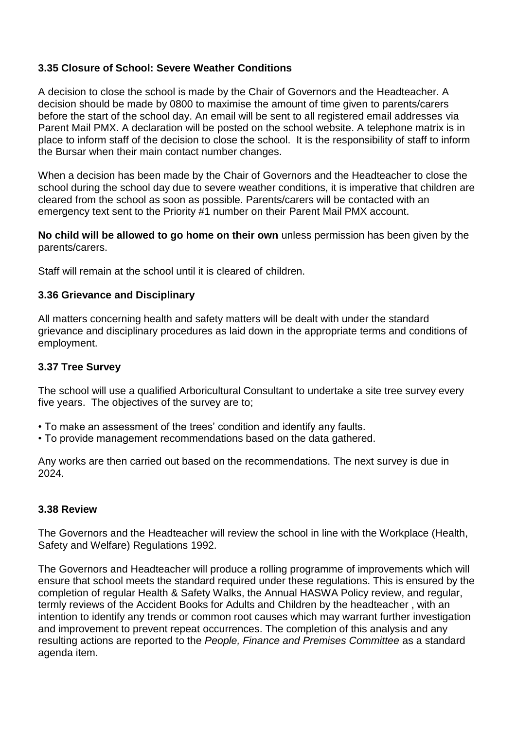### 3.35 Closure of School: Severe Weather Conditions

A decision to close the school is made by the Chair of Governors and the Headteacher. A decision should be made by 0800 to maximise the amount of time given to parents/carers before the start of the school day. An email will be sent to all registered email addresses via Parent Mail PMX. A declaration will be posted on the school website. A telephone matrix is in place to inform staff of the decision to close the school. It is the responsibility of staff to inform the Bursar when their main contact number changes.

When a decision has been made by the Chair of Governors and the Headteacher to close the school during the school day due to severe weather conditions, it is imperative that children are cleared from the school as soon as possible. Parents/carers will be contacted with an emergency text sent to the Priority #1 number on their Parent Mail PMX account.

**No child will be allowed to go home on their own** unless permission has been given by the parents/carers.

Staff will remain at the school until it is cleared of children.

### 3.36 Grievance and Disciplinary

All matters concerning health and safety matters will be dealt with under the standard grievance and disciplinary procedures as laid down in the appropriate terms and conditions of employment.

### 3.37 Tree Survey

The school will use a qualified Arboricultural Consultant to undertake a site tree survey every five years. The objectives of the survey are to;

- To make an assessment of the trees' condition and identify any faults.
- To provide management recommendations based on the data gathered.

Any works are then carried out based on the recommendations. The next survey is due in 2024.

### 3.38 Review

The Governors and the Headteacher will review the school in line with the Workplace (Health, Safety and Welfare) Regulations 1992.

The Governors and Headteacher will produce a rolling programme of improvements which will ensure that school meets the standard required under these regulations. This is ensured by the completion of regular Health & Safety Walks, the Annual HASWA Policy review, and regular, termly reviews of the Accident Books for Adults and Children by the headteacher , with an intention to identify any trends or common root causes which may warrant further investigation and improvement to prevent repeat occurrences. The completion of this analysis and any resulting actions are reported to the *People, Finance and Premises Committee* as a standard agenda item.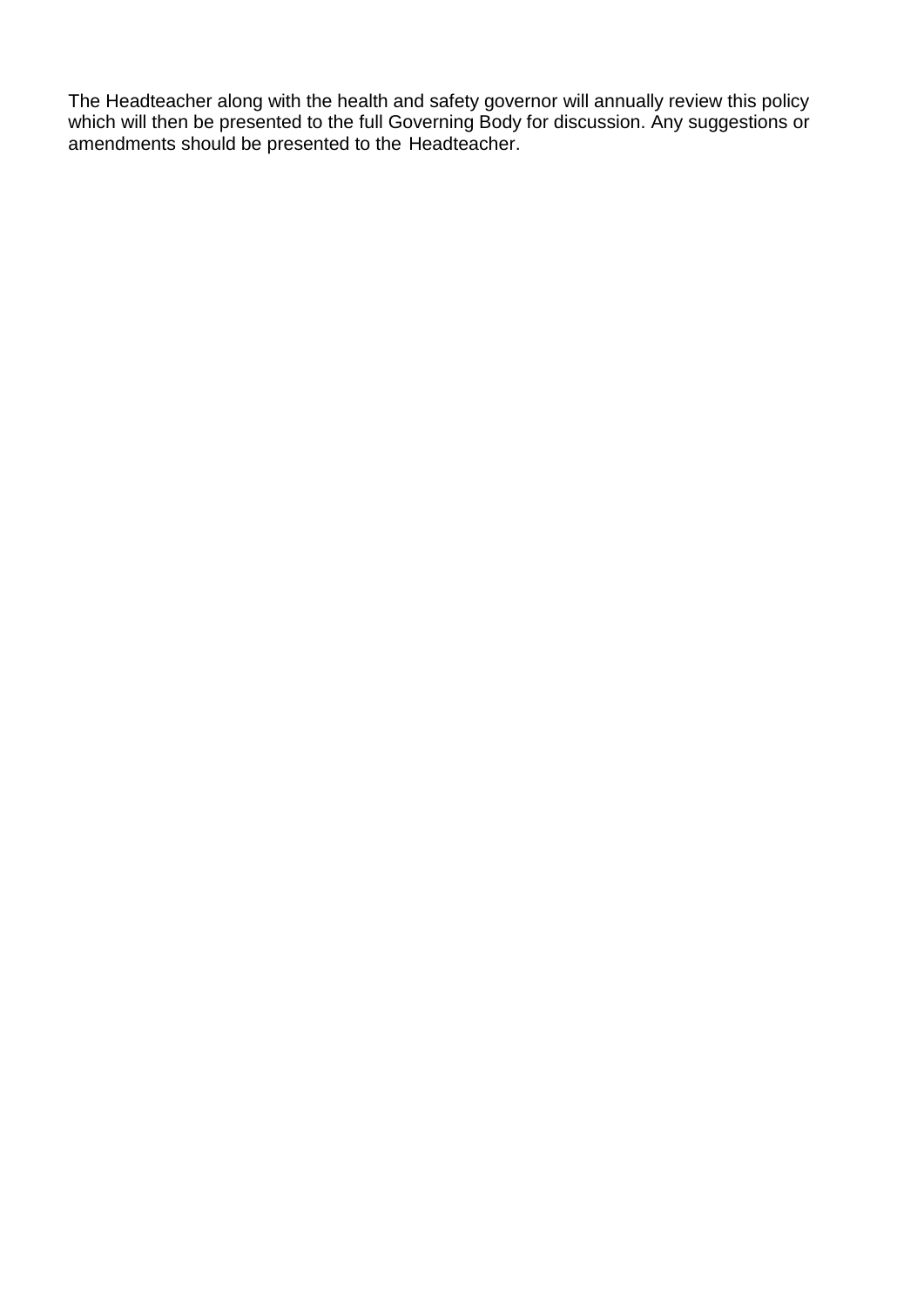The Headteacher along with the health and safety governor will annually review this policy which will then be presented to the full Governing Body for discussion. Any suggestions or amendments should be presented to the Headteacher.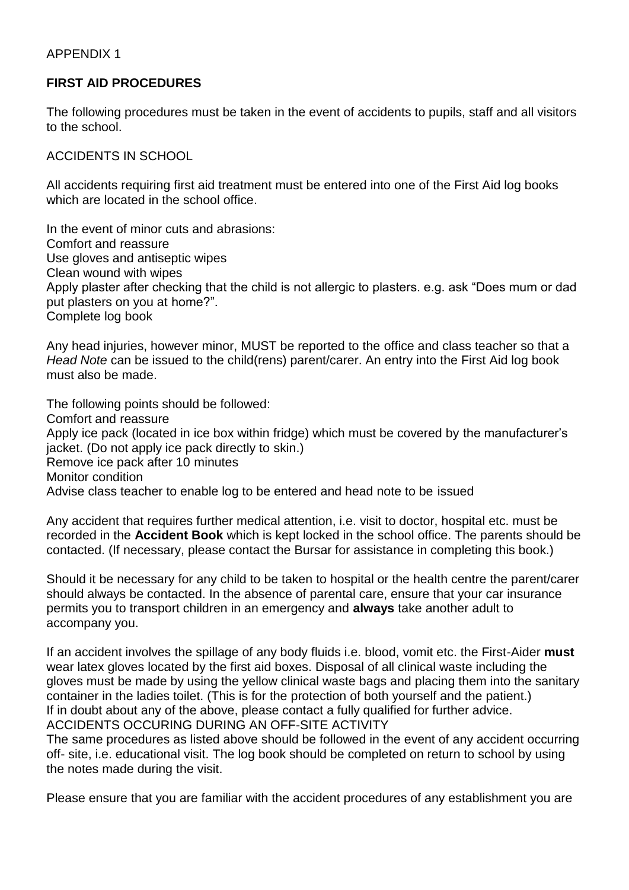APPENDIX 1

**FIRST AID PROCEDURES**

The following procedures must be taken in the event of accidents to pupils, staff and all visitors to the school.

ACCIDENTS IN SCHOOL

All accidents requiring first aid treatment must be entered into one of the First Aid log books which are located in the school office.

In the event of minor cuts and abrasions:
Comfort and reassure
Use gloves and antiseptic wipes
Clean wound with wipes
Apply plaster after checking that the child is not allergic to plasters. e.g. ask "Does mum or dad put plasters on you at home?".
Complete log book

Any head injuries, however minor, MUST be reported to the office and class teacher so that a *Head Note* can be issued to the child(rens) parent/carer. An entry into the First Aid log book must also be made.

The following points should be followed:
Comfort and reassure
Apply ice pack (located in ice box within fridge) which must be covered by the manufacturer's jacket. (Do not apply ice pack directly to skin.)
Remove ice pack after 10 minutes
Monitor condition
Advise class teacher to enable log to be entered and head note to be issued

Any accident that requires further medical attention, i.e. visit to doctor, hospital etc. must be recorded in the **Accident Book** which is kept locked in the school office. The parents should be contacted. (If necessary, please contact the Bursar for assistance in completing this book.)

Should it be necessary for any child to be taken to hospital or the health centre the parent/carer should always be contacted. In the absence of parental care, ensure that your car insurance permits you to transport children in an emergency and **always** take another adult to accompany you.

If an accident involves the spillage of any body fluids i.e. blood, vomit etc. the First-Aider **must** wear latex gloves located by the first aid boxes. Disposal of all clinical waste including the gloves must be made by using the yellow clinical waste bags and placing them into the sanitary container in the ladies toilet. (This is for the protection of both yourself and the patient.)
If in doubt about any of the above, please contact a fully qualified for further advice.
ACCIDENTS OCCURING DURING AN OFF-SITE ACTIVITY
The same procedures as listed above should be followed in the event of any accident occurring off- site, i.e. educational visit. The log book should be completed on return to school by using the notes made during the visit.

Please ensure that you are familiar with the accident procedures of any establishment you are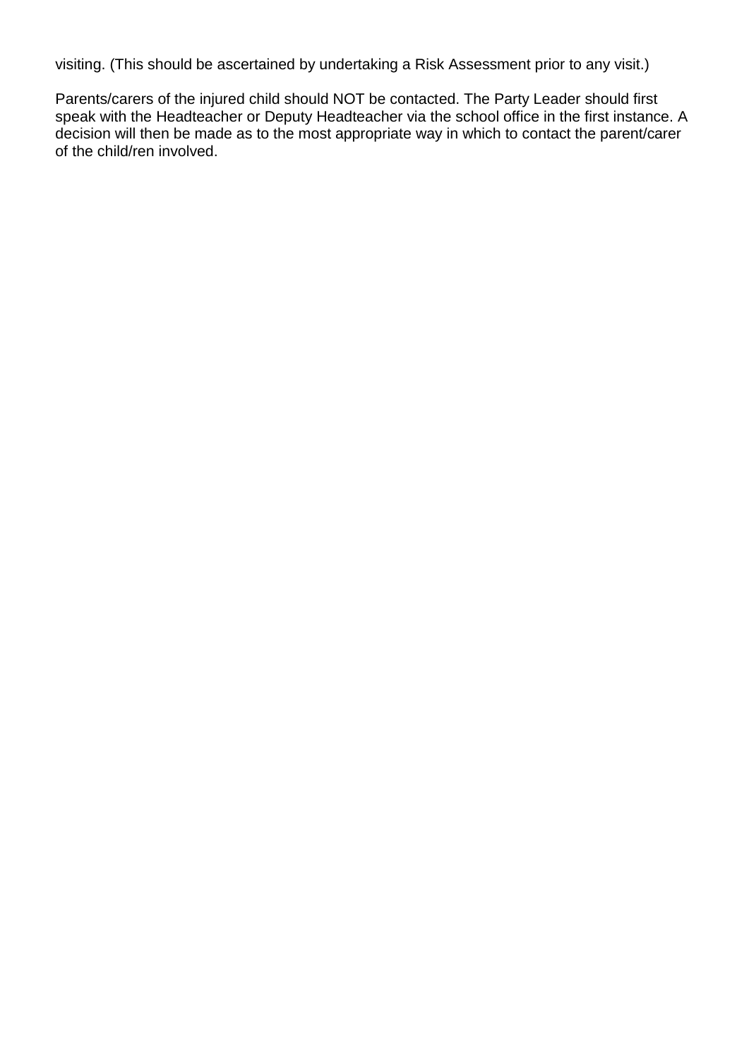visiting. (This should be ascertained by undertaking a Risk Assessment prior to any visit.)

Parents/carers of the injured child should NOT be contacted. The Party Leader should first speak with the Headteacher or Deputy Headteacher via the school office in the first instance. A decision will then be made as to the most appropriate way in which to contact the parent/carer of the child/ren involved.